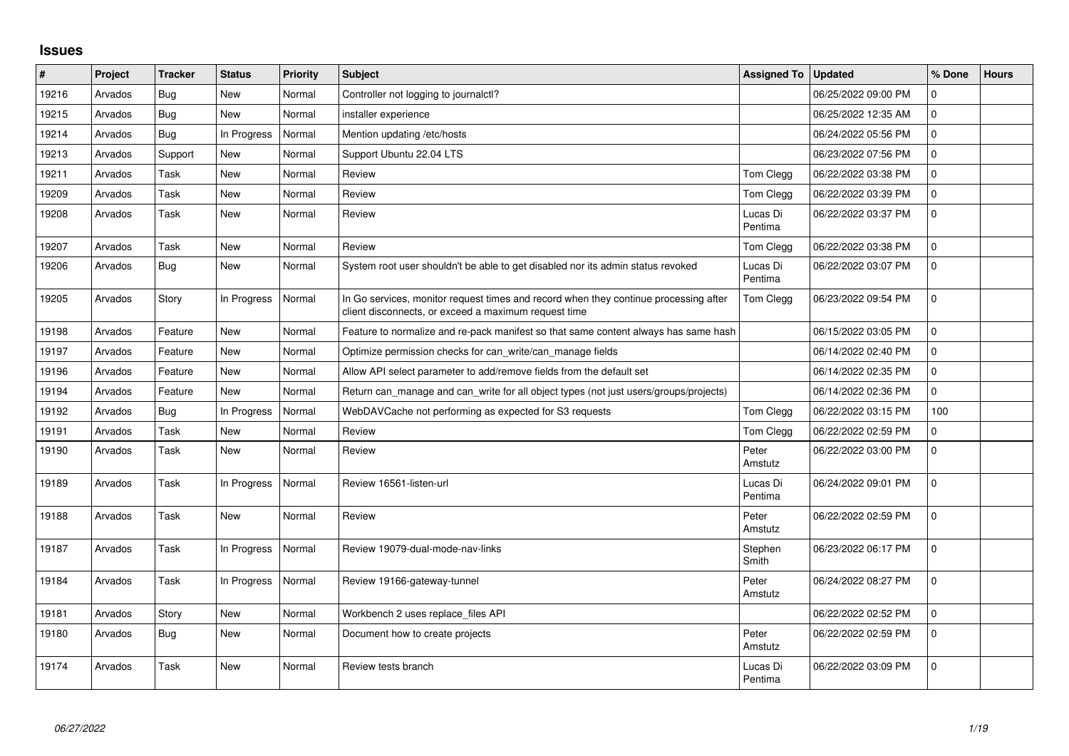## Issues

| # | Project | Tracker | Status | Priority | Subject | Assigned To | Updated | % Done | Hours |
|---|---|---|---|---|---|---|---|---|---|
| 19216 | Arvados | Bug | New | Normal | Controller not logging to journalctl? | | 06/25/2022 09:00 PM | 0 | |
| 19215 | Arvados | Bug | New | Normal | installer experience | | 06/25/2022 12:35 AM | 0 | |
| 19214 | Arvados | Bug | In Progress | Normal | Mention updating /etc/hosts | | 06/24/2022 05:56 PM | 0 | |
| 19213 | Arvados | Support | New | Normal | Support Ubuntu 22.04 LTS | | 06/23/2022 07:56 PM | 0 | |
| 19211 | Arvados | Task | New | Normal | Review | Tom Clegg | 06/22/2022 03:38 PM | 0 | |
| 19209 | Arvados | Task | New | Normal | Review | Tom Clegg | 06/22/2022 03:39 PM | 0 | |
| 19208 | Arvados | Task | New | Normal | Review | Lucas Di Pentima | 06/22/2022 03:37 PM | 0 | |
| 19207 | Arvados | Task | New | Normal | Review | Tom Clegg | 06/22/2022 03:38 PM | 0 | |
| 19206 | Arvados | Bug | New | Normal | System root user shouldn't be able to get disabled nor its admin status revoked | Lucas Di Pentima | 06/22/2022 03:07 PM | 0 | |
| 19205 | Arvados | Story | In Progress | Normal | In Go services, monitor request times and record when they continue processing after client disconnects, or exceed a maximum request time | Tom Clegg | 06/23/2022 09:54 PM | 0 | |
| 19198 | Arvados | Feature | New | Normal | Feature to normalize and re-pack manifest so that same content always has same hash | | 06/15/2022 03:05 PM | 0 | |
| 19197 | Arvados | Feature | New | Normal | Optimize permission checks for can_write/can_manage fields | | 06/14/2022 02:40 PM | 0 | |
| 19196 | Arvados | Feature | New | Normal | Allow API select parameter to add/remove fields from the default set | | 06/14/2022 02:35 PM | 0 | |
| 19194 | Arvados | Feature | New | Normal | Return can_manage and can_write for all object types (not just users/groups/projects) | | 06/14/2022 02:36 PM | 0 | |
| 19192 | Arvados | Bug | In Progress | Normal | WebDAVCache not performing as expected for S3 requests | Tom Clegg | 06/22/2022 03:15 PM | 100 | |
| 19191 | Arvados | Task | New | Normal | Review | Tom Clegg | 06/22/2022 02:59 PM | 0 | |
| 19190 | Arvados | Task | New | Normal | Review | Peter Amstutz | 06/22/2022 03:00 PM | 0 | |
| 19189 | Arvados | Task | In Progress | Normal | Review 16561-listen-url | Lucas Di Pentima | 06/24/2022 09:01 PM | 0 | |
| 19188 | Arvados | Task | New | Normal | Review | Peter Amstutz | 06/22/2022 02:59 PM | 0 | |
| 19187 | Arvados | Task | In Progress | Normal | Review 19079-dual-mode-nav-links | Stephen Smith | 06/23/2022 06:17 PM | 0 | |
| 19184 | Arvados | Task | In Progress | Normal | Review 19166-gateway-tunnel | Peter Amstutz | 06/24/2022 08:27 PM | 0 | |
| 19181 | Arvados | Story | New | Normal | Workbench 2 uses replace_files API | | 06/22/2022 02:52 PM | 0 | |
| 19180 | Arvados | Bug | New | Normal | Document how to create projects | Peter Amstutz | 06/22/2022 02:59 PM | 0 | |
| 19174 | Arvados | Task | New | Normal | Review tests branch | Lucas Di Pentima | 06/22/2022 03:09 PM | 0 | |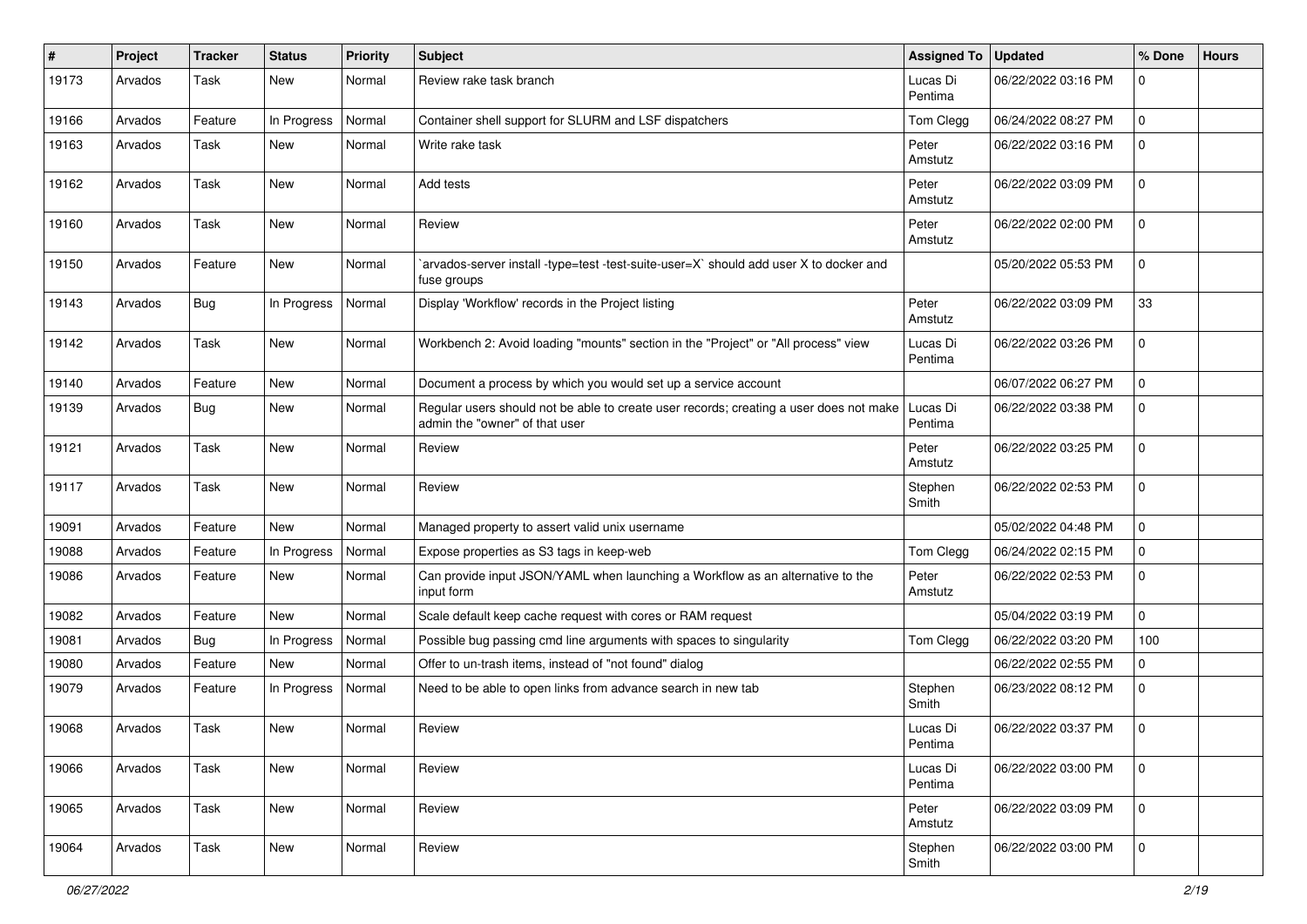| # | Project | Tracker | Status | Priority | Subject | Assigned To | Updated | % Done | Hours |
|---|---|---|---|---|---|---|---|---|---|
| 19173 | Arvados | Task | New | Normal | Review rake task branch | Lucas Di Pentima | 06/22/2022 03:16 PM | 0 | |
| 19166 | Arvados | Feature | In Progress | Normal | Container shell support for SLURM and LSF dispatchers | Tom Clegg | 06/24/2022 08:27 PM | 0 | |
| 19163 | Arvados | Task | New | Normal | Write rake task | Peter Amstutz | 06/22/2022 03:16 PM | 0 | |
| 19162 | Arvados | Task | New | Normal | Add tests | Peter Amstutz | 06/22/2022 03:09 PM | 0 | |
| 19160 | Arvados | Task | New | Normal | Review | Peter Amstutz | 06/22/2022 02:00 PM | 0 | |
| 19150 | Arvados | Feature | New | Normal | `arvados-server install -type=test -test-suite-user=X` should add user X to docker and fuse groups | | 05/20/2022 05:53 PM | 0 | |
| 19143 | Arvados | Bug | In Progress | Normal | Display 'Workflow' records in the Project listing | Peter Amstutz | 06/22/2022 03:09 PM | 33 | |
| 19142 | Arvados | Task | New | Normal | Workbench 2: Avoid loading "mounts" section in the "Project" or "All process" view | Lucas Di Pentima | 06/22/2022 03:26 PM | 0 | |
| 19140 | Arvados | Feature | New | Normal | Document a process by which you would set up a service account | | 06/07/2022 06:27 PM | 0 | |
| 19139 | Arvados | Bug | New | Normal | Regular users should not be able to create user records; creating a user does not make admin the "owner" of that user | Lucas Di Pentima | 06/22/2022 03:38 PM | 0 | |
| 19121 | Arvados | Task | New | Normal | Review | Peter Amstutz | 06/22/2022 03:25 PM | 0 | |
| 19117 | Arvados | Task | New | Normal | Review | Stephen Smith | 06/22/2022 02:53 PM | 0 | |
| 19091 | Arvados | Feature | New | Normal | Managed property to assert valid unix username | | 05/02/2022 04:48 PM | 0 | |
| 19088 | Arvados | Feature | In Progress | Normal | Expose properties as S3 tags in keep-web | Tom Clegg | 06/24/2022 02:15 PM | 0 | |
| 19086 | Arvados | Feature | New | Normal | Can provide input JSON/YAML when launching a Workflow as an alternative to the input form | Peter Amstutz | 06/22/2022 02:53 PM | 0 | |
| 19082 | Arvados | Feature | New | Normal | Scale default keep cache request with cores or RAM request | | 05/04/2022 03:19 PM | 0 | |
| 19081 | Arvados | Bug | In Progress | Normal | Possible bug passing cmd line arguments with spaces to singularity | Tom Clegg | 06/22/2022 03:20 PM | 100 | |
| 19080 | Arvados | Feature | New | Normal | Offer to un-trash items, instead of "not found" dialog | | 06/22/2022 02:55 PM | 0 | |
| 19079 | Arvados | Feature | In Progress | Normal | Need to be able to open links from advance search in new tab | Stephen Smith | 06/23/2022 08:12 PM | 0 | |
| 19068 | Arvados | Task | New | Normal | Review | Lucas Di Pentima | 06/22/2022 03:37 PM | 0 | |
| 19066 | Arvados | Task | New | Normal | Review | Lucas Di Pentima | 06/22/2022 03:00 PM | 0 | |
| 19065 | Arvados | Task | New | Normal | Review | Peter Amstutz | 06/22/2022 03:09 PM | 0 | |
| 19064 | Arvados | Task | New | Normal | Review | Stephen Smith | 06/22/2022 03:00 PM | 0 | |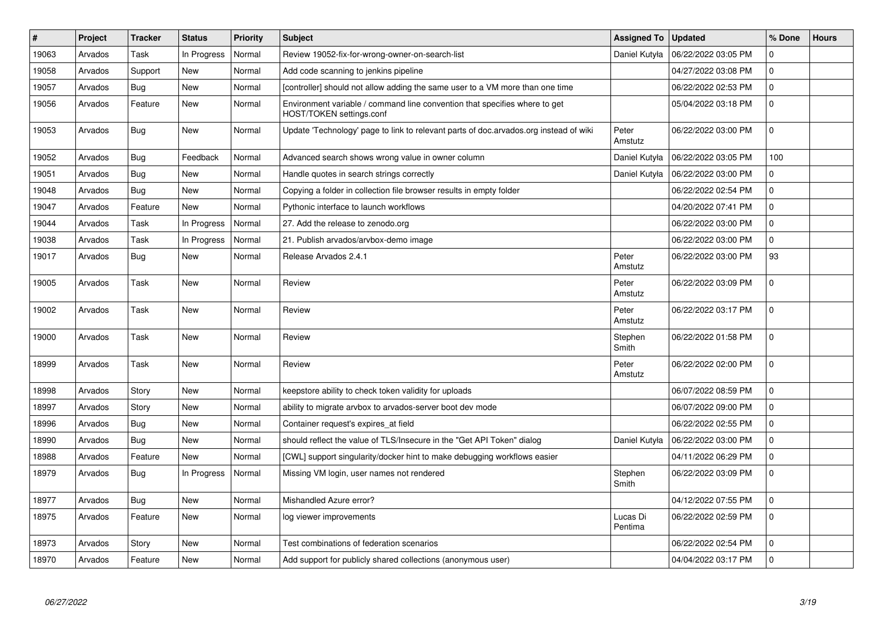| # | Project | Tracker | Status | Priority | Subject | Assigned To | Updated | % Done | Hours |
|---|---|---|---|---|---|---|---|---|---|
| 19063 | Arvados | Task | In Progress | Normal | Review 19052-fix-for-wrong-owner-on-search-list | Daniel Kutyła | 06/22/2022 03:05 PM | 0 | |
| 19058 | Arvados | Support | New | Normal | Add code scanning to jenkins pipeline | | 04/27/2022 03:08 PM | 0 | |
| 19057 | Arvados | Bug | New | Normal | [controller] should not allow adding the same user to a VM more than one time | | 06/22/2022 02:53 PM | 0 | |
| 19056 | Arvados | Feature | New | Normal | Environment variable / command line convention that specifies where to get HOST/TOKEN settings.conf | | 05/04/2022 03:18 PM | 0 | |
| 19053 | Arvados | Bug | New | Normal | Update 'Technology' page to link to relevant parts of doc.arvados.org instead of wiki | Peter Amstutz | 06/22/2022 03:00 PM | 0 | |
| 19052 | Arvados | Bug | Feedback | Normal | Advanced search shows wrong value in owner column | Daniel Kutyła | 06/22/2022 03:05 PM | 100 | |
| 19051 | Arvados | Bug | New | Normal | Handle quotes in search strings correctly | Daniel Kutyła | 06/22/2022 03:00 PM | 0 | |
| 19048 | Arvados | Bug | New | Normal | Copying a folder in collection file browser results in empty folder | | 06/22/2022 02:54 PM | 0 | |
| 19047 | Arvados | Feature | New | Normal | Pythonic interface to launch workflows | | 04/20/2022 07:41 PM | 0 | |
| 19044 | Arvados | Task | In Progress | Normal | 27. Add the release to zenodo.org | | 06/22/2022 03:00 PM | 0 | |
| 19038 | Arvados | Task | In Progress | Normal | 21. Publish arvados/arvbox-demo image | | 06/22/2022 03:00 PM | 0 | |
| 19017 | Arvados | Bug | New | Normal | Release Arvados 2.4.1 | Peter Amstutz | 06/22/2022 03:00 PM | 93 | |
| 19005 | Arvados | Task | New | Normal | Review | Peter Amstutz | 06/22/2022 03:09 PM | 0 | |
| 19002 | Arvados | Task | New | Normal | Review | Peter Amstutz | 06/22/2022 03:17 PM | 0 | |
| 19000 | Arvados | Task | New | Normal | Review | Stephen Smith | 06/22/2022 01:58 PM | 0 | |
| 18999 | Arvados | Task | New | Normal | Review | Peter Amstutz | 06/22/2022 02:00 PM | 0 | |
| 18998 | Arvados | Story | New | Normal | keepstore ability to check token validity for uploads | | 06/07/2022 08:59 PM | 0 | |
| 18997 | Arvados | Story | New | Normal | ability to migrate arvbox to arvados-server boot dev mode | | 06/07/2022 09:00 PM | 0 | |
| 18996 | Arvados | Bug | New | Normal | Container request's expires_at field | | 06/22/2022 02:55 PM | 0 | |
| 18990 | Arvados | Bug | New | Normal | should reflect the value of TLS/Insecure in the "Get API Token" dialog | Daniel Kutyła | 06/22/2022 03:00 PM | 0 | |
| 18988 | Arvados | Feature | New | Normal | [CWL] support singularity/docker hint to make debugging workflows easier | | 04/11/2022 06:29 PM | 0 | |
| 18979 | Arvados | Bug | In Progress | Normal | Missing VM login, user names not rendered | Stephen Smith | 06/22/2022 03:09 PM | 0 | |
| 18977 | Arvados | Bug | New | Normal | Mishandled Azure error? | | 04/12/2022 07:55 PM | 0 | |
| 18975 | Arvados | Feature | New | Normal | log viewer improvements | Lucas Di Pentima | 06/22/2022 02:59 PM | 0 | |
| 18973 | Arvados | Story | New | Normal | Test combinations of federation scenarios | | 06/22/2022 02:54 PM | 0 | |
| 18970 | Arvados | Feature | New | Normal | Add support for publicly shared collections (anonymous user) | | 04/04/2022 03:17 PM | 0 | |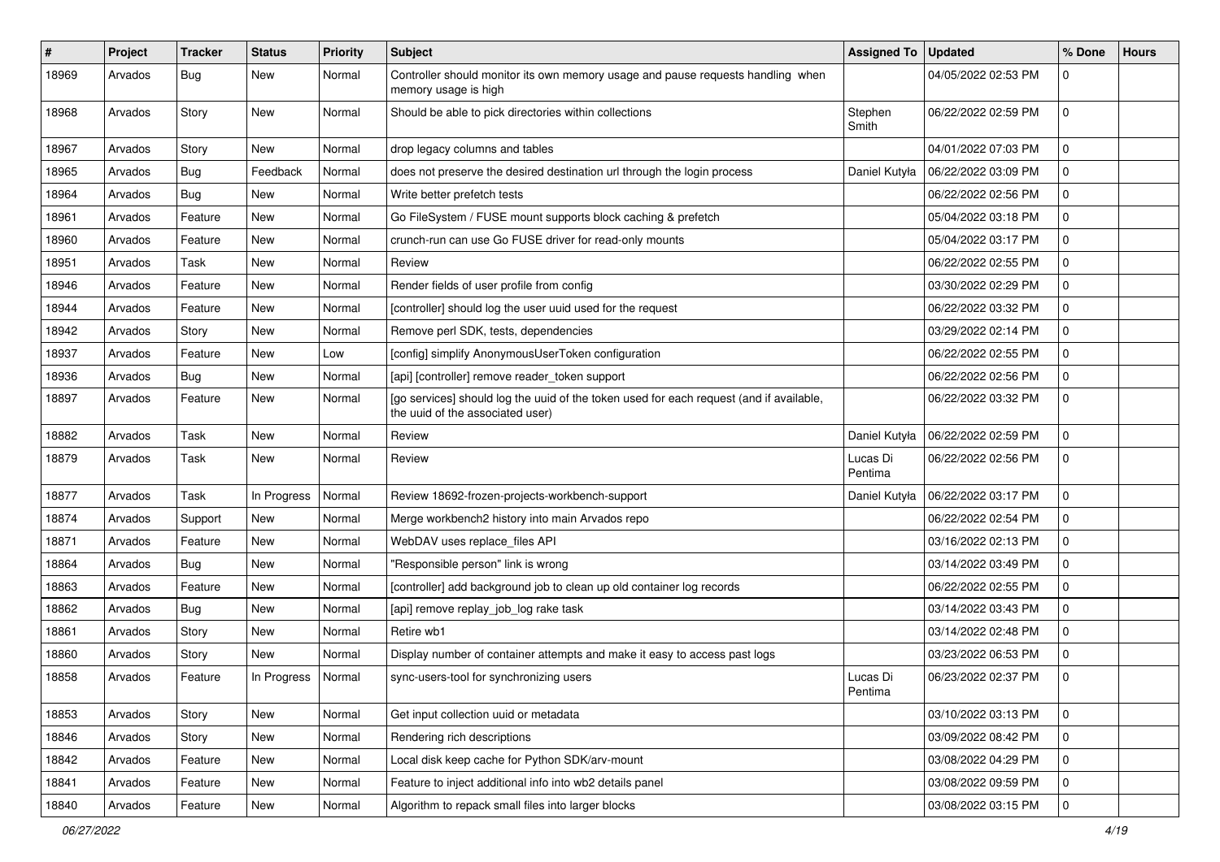| # | Project | Tracker | Status | Priority | Subject | Assigned To | Updated | % Done | Hours |
|---|---|---|---|---|---|---|---|---|---|
| 18969 | Arvados | Bug | New | Normal | Controller should monitor its own memory usage and pause requests handling when memory usage is high | | 04/05/2022 02:53 PM | 0 | |
| 18968 | Arvados | Story | New | Normal | Should be able to pick directories within collections | Stephen Smith | 06/22/2022 02:59 PM | 0 | |
| 18967 | Arvados | Story | New | Normal | drop legacy columns and tables | | 04/01/2022 07:03 PM | 0 | |
| 18965 | Arvados | Bug | Feedback | Normal | does not preserve the desired destination url through the login process | Daniel Kutyła | 06/22/2022 03:09 PM | 0 | |
| 18964 | Arvados | Bug | New | Normal | Write better prefetch tests | | 06/22/2022 02:56 PM | 0 | |
| 18961 | Arvados | Feature | New | Normal | Go FileSystem / FUSE mount supports block caching & prefetch | | 05/04/2022 03:18 PM | 0 | |
| 18960 | Arvados | Feature | New | Normal | crunch-run can use Go FUSE driver for read-only mounts | | 05/04/2022 03:17 PM | 0 | |
| 18951 | Arvados | Task | New | Normal | Review | | 06/22/2022 02:55 PM | 0 | |
| 18946 | Arvados | Feature | New | Normal | Render fields of user profile from config | | 03/30/2022 02:29 PM | 0 | |
| 18944 | Arvados | Feature | New | Normal | [controller] should log the user uuid used for the request | | 06/22/2022 03:32 PM | 0 | |
| 18942 | Arvados | Story | New | Normal | Remove perl SDK, tests, dependencies | | 03/29/2022 02:14 PM | 0 | |
| 18937 | Arvados | Feature | New | Low | [config] simplify AnonymousUserToken configuration | | 06/22/2022 02:55 PM | 0 | |
| 18936 | Arvados | Bug | New | Normal | [api] [controller] remove reader_token support | | 06/22/2022 02:56 PM | 0 | |
| 18897 | Arvados | Feature | New | Normal | [go services] should log the uuid of the token used for each request (and if available, the uuid of the associated user) | | 06/22/2022 03:32 PM | 0 | |
| 18882 | Arvados | Task | New | Normal | Review | Daniel Kutyła | 06/22/2022 02:59 PM | 0 | |
| 18879 | Arvados | Task | New | Normal | Review | Lucas Di Pentima | 06/22/2022 02:56 PM | 0 | |
| 18877 | Arvados | Task | In Progress | Normal | Review 18692-frozen-projects-workbench-support | Daniel Kutyła | 06/22/2022 03:17 PM | 0 | |
| 18874 | Arvados | Support | New | Normal | Merge workbench2 history into main Arvados repo | | 06/22/2022 02:54 PM | 0 | |
| 18871 | Arvados | Feature | New | Normal | WebDAV uses replace_files API | | 03/16/2022 02:13 PM | 0 | |
| 18864 | Arvados | Bug | New | Normal | "Responsible person" link is wrong | | 03/14/2022 03:49 PM | 0 | |
| 18863 | Arvados | Feature | New | Normal | [controller] add background job to clean up old container log records | | 06/22/2022 02:55 PM | 0 | |
| 18862 | Arvados | Bug | New | Normal | [api] remove replay_job_log rake task | | 03/14/2022 03:43 PM | 0 | |
| 18861 | Arvados | Story | New | Normal | Retire wb1 | | 03/14/2022 02:48 PM | 0 | |
| 18860 | Arvados | Story | New | Normal | Display number of container attempts and make it easy to access past logs | | 03/23/2022 06:53 PM | 0 | |
| 18858 | Arvados | Feature | In Progress | Normal | sync-users-tool for synchronizing users | Lucas Di Pentima | 06/23/2022 02:37 PM | 0 | |
| 18853 | Arvados | Story | New | Normal | Get input collection uuid or metadata | | 03/10/2022 03:13 PM | 0 | |
| 18846 | Arvados | Story | New | Normal | Rendering rich descriptions | | 03/09/2022 08:42 PM | 0 | |
| 18842 | Arvados | Feature | New | Normal | Local disk keep cache for Python SDK/arv-mount | | 03/08/2022 04:29 PM | 0 | |
| 18841 | Arvados | Feature | New | Normal | Feature to inject additional info into wb2 details panel | | 03/08/2022 09:59 PM | 0 | |
| 18840 | Arvados | Feature | New | Normal | Algorithm to repack small files into larger blocks | | 03/08/2022 03:15 PM | 0 | |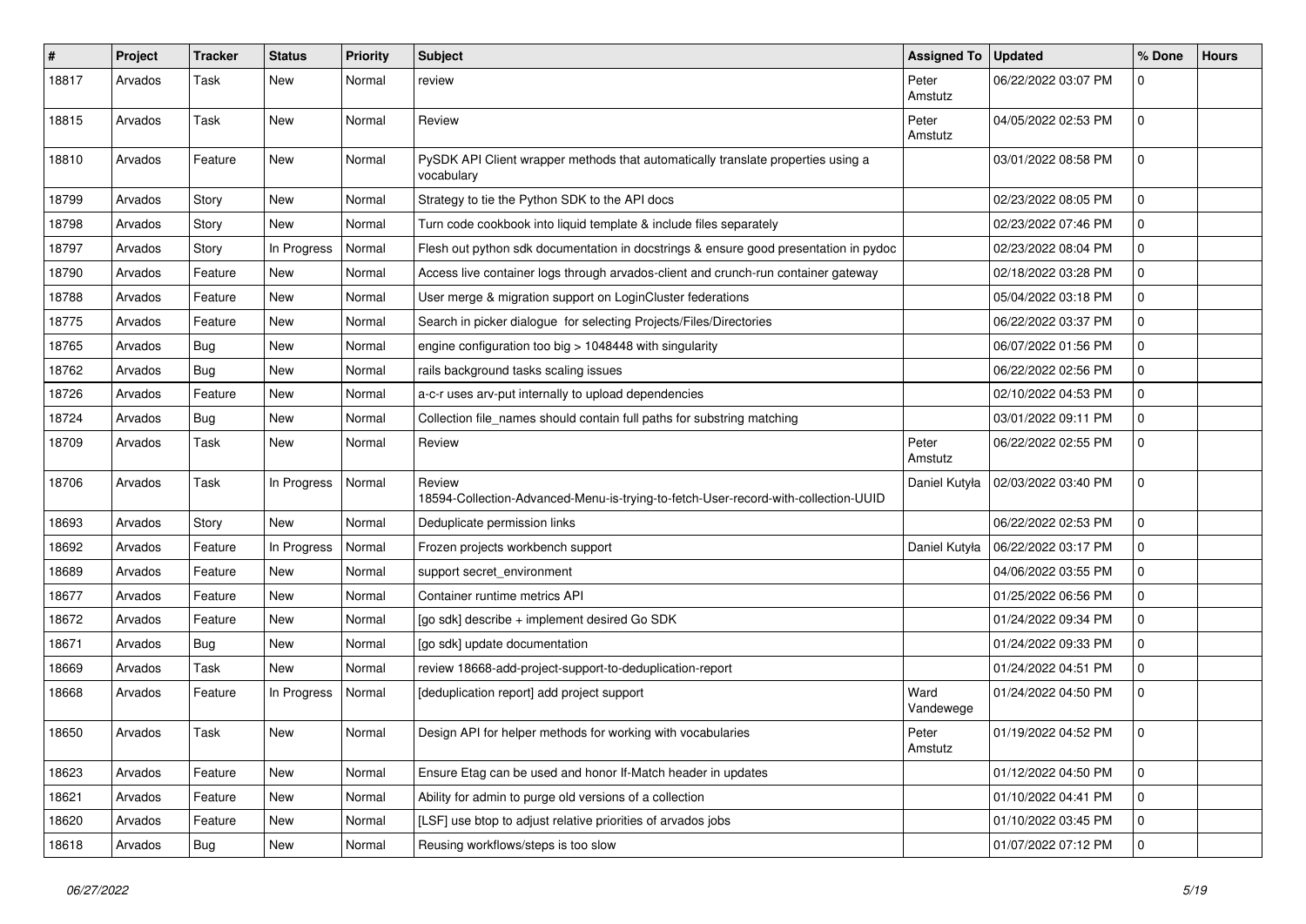| # | Project | Tracker | Status | Priority | Subject | Assigned To | Updated | % Done | Hours |
|---|---|---|---|---|---|---|---|---|---|
| 18817 | Arvados | Task | New | Normal | review | Peter Amstutz | 06/22/2022 03:07 PM | 0 | |
| 18815 | Arvados | Task | New | Normal | Review | Peter Amstutz | 04/05/2022 02:53 PM | 0 | |
| 18810 | Arvados | Feature | New | Normal | PySDK API Client wrapper methods that automatically translate properties using a vocabulary | | 03/01/2022 08:58 PM | 0 | |
| 18799 | Arvados | Story | New | Normal | Strategy to tie the Python SDK to the API docs | | 02/23/2022 08:05 PM | 0 | |
| 18798 | Arvados | Story | New | Normal | Turn code cookbook into liquid template & include files separately | | 02/23/2022 07:46 PM | 0 | |
| 18797 | Arvados | Story | In Progress | Normal | Flesh out python sdk documentation in docstrings & ensure good presentation in pydoc | | 02/23/2022 08:04 PM | 0 | |
| 18790 | Arvados | Feature | New | Normal | Access live container logs through arvados-client and crunch-run container gateway | | 02/18/2022 03:28 PM | 0 | |
| 18788 | Arvados | Feature | New | Normal | User merge & migration support on LoginCluster federations | | 05/04/2022 03:18 PM | 0 | |
| 18775 | Arvados | Feature | New | Normal | Search in picker dialogue for selecting Projects/Files/Directories | | 06/22/2022 03:37 PM | 0 | |
| 18765 | Arvados | Bug | New | Normal | engine configuration too big > 1048448 with singularity | | 06/07/2022 01:56 PM | 0 | |
| 18762 | Arvados | Bug | New | Normal | rails background tasks scaling issues | | 06/22/2022 02:56 PM | 0 | |
| 18726 | Arvados | Feature | New | Normal | a-c-r uses arv-put internally to upload dependencies | | 02/10/2022 04:53 PM | 0 | |
| 18724 | Arvados | Bug | New | Normal | Collection file_names should contain full paths for substring matching | | 03/01/2022 09:11 PM | 0 | |
| 18709 | Arvados | Task | New | Normal | Review | Peter Amstutz | 06/22/2022 02:55 PM | 0 | |
| 18706 | Arvados | Task | In Progress | Normal | Review 18594-Collection-Advanced-Menu-is-trying-to-fetch-User-record-with-collection-UUID | Daniel Kutyła | 02/03/2022 03:40 PM | 0 | |
| 18693 | Arvados | Story | New | Normal | Deduplicate permission links | | 06/22/2022 02:53 PM | 0 | |
| 18692 | Arvados | Feature | In Progress | Normal | Frozen projects workbench support | Daniel Kutyła | 06/22/2022 03:17 PM | 0 | |
| 18689 | Arvados | Feature | New | Normal | support secret_environment | | 04/06/2022 03:55 PM | 0 | |
| 18677 | Arvados | Feature | New | Normal | Container runtime metrics API | | 01/25/2022 06:56 PM | 0 | |
| 18672 | Arvados | Feature | New | Normal | [go sdk] describe + implement desired Go SDK | | 01/24/2022 09:34 PM | 0 | |
| 18671 | Arvados | Bug | New | Normal | [go sdk] update documentation | | 01/24/2022 09:33 PM | 0 | |
| 18669 | Arvados | Task | New | Normal | review 18668-add-project-support-to-deduplication-report | | 01/24/2022 04:51 PM | 0 | |
| 18668 | Arvados | Feature | In Progress | Normal | [deduplication report] add project support | Ward Vandewege | 01/24/2022 04:50 PM | 0 | |
| 18650 | Arvados | Task | New | Normal | Design API for helper methods for working with vocabularies | Peter Amstutz | 01/19/2022 04:52 PM | 0 | |
| 18623 | Arvados | Feature | New | Normal | Ensure Etag can be used and honor If-Match header in updates | | 01/12/2022 04:50 PM | 0 | |
| 18621 | Arvados | Feature | New | Normal | Ability for admin to purge old versions of a collection | | 01/10/2022 04:41 PM | 0 | |
| 18620 | Arvados | Feature | New | Normal | [LSF] use btop to adjust relative priorities of arvados jobs | | 01/10/2022 03:45 PM | 0 | |
| 18618 | Arvados | Bug | New | Normal | Reusing workflows/steps is too slow | | 01/07/2022 07:12 PM | 0 | |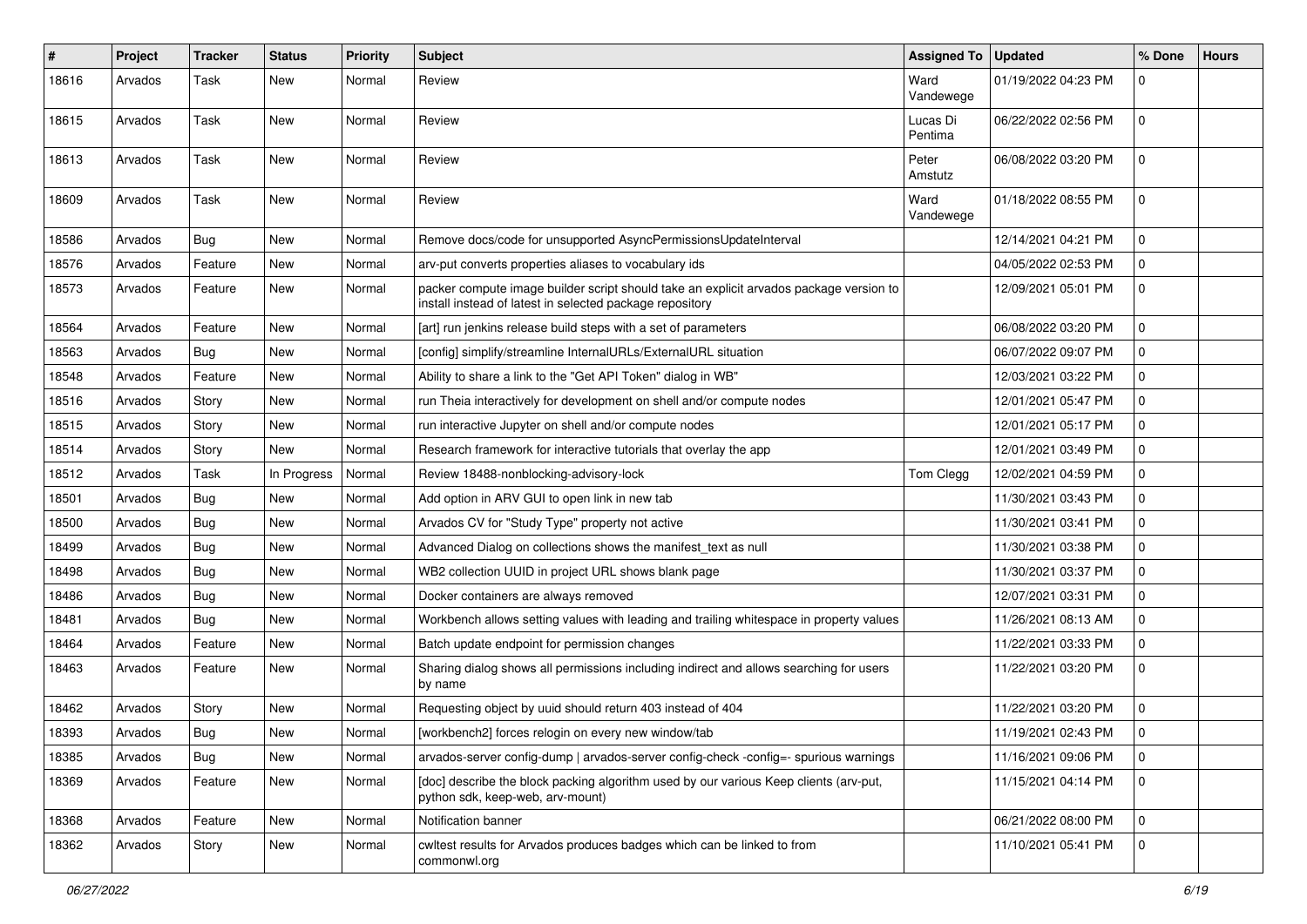| # | Project | Tracker | Status | Priority | Subject | Assigned To | Updated | % Done | Hours |
|---|---|---|---|---|---|---|---|---|---|
| 18616 | Arvados | Task | New | Normal | Review | Ward Vandewege | 01/19/2022 04:23 PM | 0 | |
| 18615 | Arvados | Task | New | Normal | Review | Lucas Di Pentima | 06/22/2022 02:56 PM | 0 | |
| 18613 | Arvados | Task | New | Normal | Review | Peter Amstutz | 06/08/2022 03:20 PM | 0 | |
| 18609 | Arvados | Task | New | Normal | Review | Ward Vandewege | 01/18/2022 08:55 PM | 0 | |
| 18586 | Arvados | Bug | New | Normal | Remove docs/code for unsupported AsyncPermissionsUpdateInterval | | 12/14/2021 04:21 PM | 0 | |
| 18576 | Arvados | Feature | New | Normal | arv-put converts properties aliases to vocabulary ids | | 04/05/2022 02:53 PM | 0 | |
| 18573 | Arvados | Feature | New | Normal | packer compute image builder script should take an explicit arvados package version to install instead of latest in selected package repository | | 12/09/2021 05:01 PM | 0 | |
| 18564 | Arvados | Feature | New | Normal | [art] run jenkins release build steps with a set of parameters | | 06/08/2022 03:20 PM | 0 | |
| 18563 | Arvados | Bug | New | Normal | [config] simplify/streamline InternalURLs/ExternalURL situation | | 06/07/2022 09:07 PM | 0 | |
| 18548 | Arvados | Feature | New | Normal | Ability to share a link to the "Get API Token" dialog in WB" | | 12/03/2021 03:22 PM | 0 | |
| 18516 | Arvados | Story | New | Normal | run Theia interactively for development on shell and/or compute nodes | | 12/01/2021 05:47 PM | 0 | |
| 18515 | Arvados | Story | New | Normal | run interactive Jupyter on shell and/or compute nodes | | 12/01/2021 05:17 PM | 0 | |
| 18514 | Arvados | Story | New | Normal | Research framework for interactive tutorials that overlay the app | | 12/01/2021 03:49 PM | 0 | |
| 18512 | Arvados | Task | In Progress | Normal | Review 18488-nonblocking-advisory-lock | Tom Clegg | 12/02/2021 04:59 PM | 0 | |
| 18501 | Arvados | Bug | New | Normal | Add option in ARV GUI to open link in new tab | | 11/30/2021 03:43 PM | 0 | |
| 18500 | Arvados | Bug | New | Normal | Arvados CV for "Study Type" property not active | | 11/30/2021 03:41 PM | 0 | |
| 18499 | Arvados | Bug | New | Normal | Advanced Dialog on collections shows the manifest_text as null | | 11/30/2021 03:38 PM | 0 | |
| 18498 | Arvados | Bug | New | Normal | WB2 collection UUID in project URL shows blank page | | 11/30/2021 03:37 PM | 0 | |
| 18486 | Arvados | Bug | New | Normal | Docker containers are always removed | | 12/07/2021 03:31 PM | 0 | |
| 18481 | Arvados | Bug | New | Normal | Workbench allows setting values with leading and trailing whitespace in property values | | 11/26/2021 08:13 AM | 0 | |
| 18464 | Arvados | Feature | New | Normal | Batch update endpoint for permission changes | | 11/22/2021 03:33 PM | 0 | |
| 18463 | Arvados | Feature | New | Normal | Sharing dialog shows all permissions including indirect and allows searching for users by name | | 11/22/2021 03:20 PM | 0 | |
| 18462 | Arvados | Story | New | Normal | Requesting object by uuid should return 403 instead of 404 | | 11/22/2021 03:20 PM | 0 | |
| 18393 | Arvados | Bug | New | Normal | [workbench2] forces relogin on every new window/tab | | 11/19/2021 02:43 PM | 0 | |
| 18385 | Arvados | Bug | New | Normal | arvados-server config-dump \| arvados-server config-check -config=- spurious warnings | | 11/16/2021 09:06 PM | 0 | |
| 18369 | Arvados | Feature | New | Normal | [doc] describe the block packing algorithm used by our various Keep clients (arv-put, python sdk, keep-web, arv-mount) | | 11/15/2021 04:14 PM | 0 | |
| 18368 | Arvados | Feature | New | Normal | Notification banner | | 06/21/2022 08:00 PM | 0 | |
| 18362 | Arvados | Story | New | Normal | cwltest results for Arvados produces badges which can be linked to from commonwl.org | | 11/10/2021 05:41 PM | 0 | |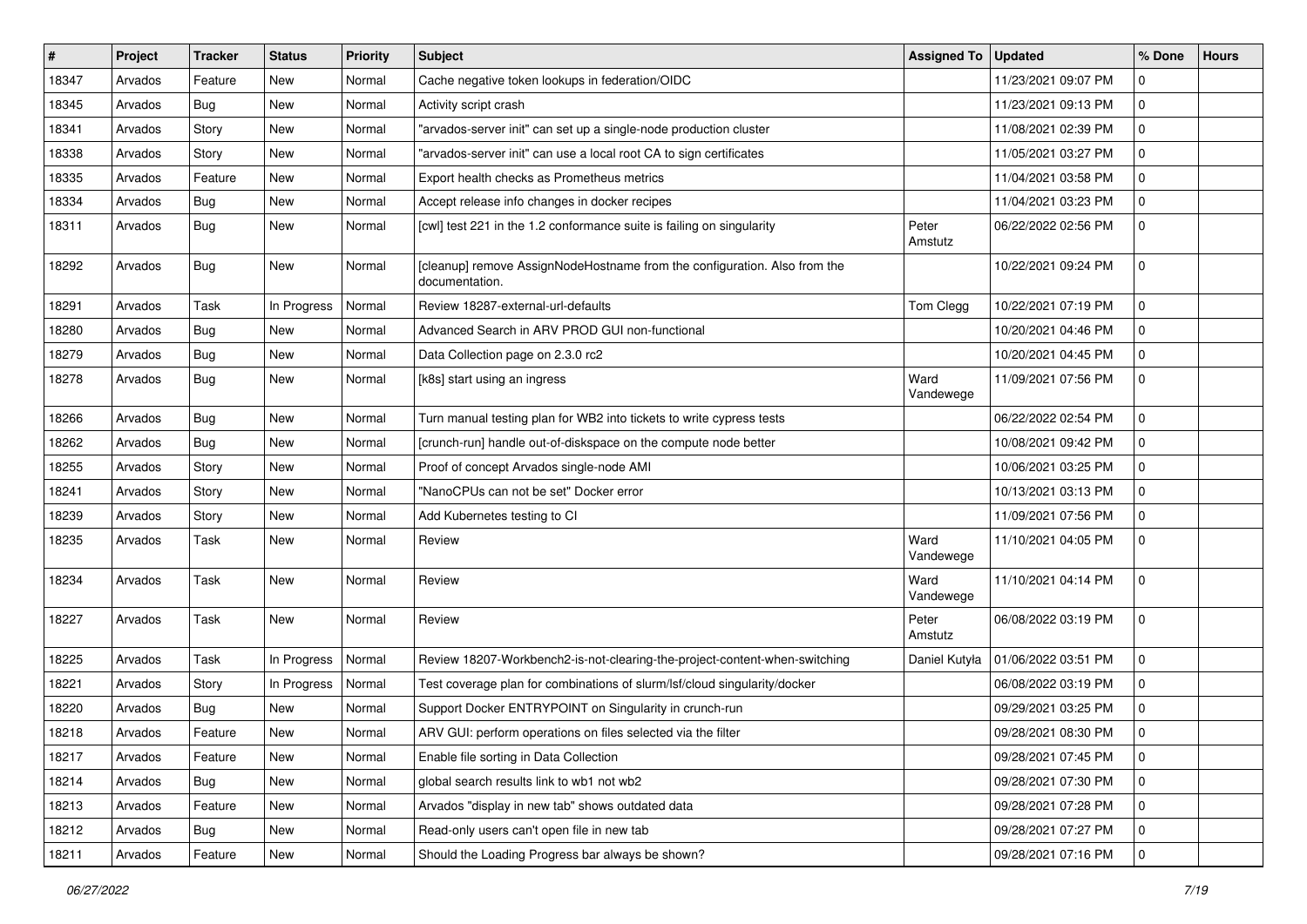| # | Project | Tracker | Status | Priority | Subject | Assigned To | Updated | % Done | Hours |
|---|---|---|---|---|---|---|---|---|---|
| 18347 | Arvados | Feature | New | Normal | Cache negative token lookups in federation/OIDC | | 11/23/2021 09:07 PM | 0 | |
| 18345 | Arvados | Bug | New | Normal | Activity script crash | | 11/23/2021 09:13 PM | 0 | |
| 18341 | Arvados | Story | New | Normal | "arvados-server init" can set up a single-node production cluster | | 11/08/2021 02:39 PM | 0 | |
| 18338 | Arvados | Story | New | Normal | "arvados-server init" can use a local root CA to sign certificates | | 11/05/2021 03:27 PM | 0 | |
| 18335 | Arvados | Feature | New | Normal | Export health checks as Prometheus metrics | | 11/04/2021 03:58 PM | 0 | |
| 18334 | Arvados | Bug | New | Normal | Accept release info changes in docker recipes | | 11/04/2021 03:23 PM | 0 | |
| 18311 | Arvados | Bug | New | Normal | [cwl] test 221 in the 1.2 conformance suite is failing on singularity | Peter Amstutz | 06/22/2022 02:56 PM | 0 | |
| 18292 | Arvados | Bug | New | Normal | [cleanup] remove AssignNodeHostname from the configuration. Also from the documentation. | | 10/22/2021 09:24 PM | 0 | |
| 18291 | Arvados | Task | In Progress | Normal | Review 18287-external-url-defaults | Tom Clegg | 10/22/2021 07:19 PM | 0 | |
| 18280 | Arvados | Bug | New | Normal | Advanced Search in ARV PROD GUI non-functional | | 10/20/2021 04:46 PM | 0 | |
| 18279 | Arvados | Bug | New | Normal | Data Collection page on 2.3.0 rc2 | | 10/20/2021 04:45 PM | 0 | |
| 18278 | Arvados | Bug | New | Normal | [k8s] start using an ingress | Ward Vandewege | 11/09/2021 07:56 PM | 0 | |
| 18266 | Arvados | Bug | New | Normal | Turn manual testing plan for WB2 into tickets to write cypress tests | | 06/22/2022 02:54 PM | 0 | |
| 18262 | Arvados | Bug | New | Normal | [crunch-run] handle out-of-diskspace on the compute node better | | 10/08/2021 09:42 PM | 0 | |
| 18255 | Arvados | Story | New | Normal | Proof of concept Arvados single-node AMI | | 10/06/2021 03:25 PM | 0 | |
| 18241 | Arvados | Story | New | Normal | "NanoCPUs can not be set" Docker error | | 10/13/2021 03:13 PM | 0 | |
| 18239 | Arvados | Story | New | Normal | Add Kubernetes testing to CI | | 11/09/2021 07:56 PM | 0 | |
| 18235 | Arvados | Task | New | Normal | Review | Ward Vandewege | 11/10/2021 04:05 PM | 0 | |
| 18234 | Arvados | Task | New | Normal | Review | Ward Vandewege | 11/10/2021 04:14 PM | 0 | |
| 18227 | Arvados | Task | New | Normal | Review | Peter Amstutz | 06/08/2022 03:19 PM | 0 | |
| 18225 | Arvados | Task | In Progress | Normal | Review 18207-Workbench2-is-not-clearing-the-project-content-when-switching | Daniel Kutyła | 01/06/2022 03:51 PM | 0 | |
| 18221 | Arvados | Story | In Progress | Normal | Test coverage plan for combinations of slurm/lsf/cloud singularity/docker | | 06/08/2022 03:19 PM | 0 | |
| 18220 | Arvados | Bug | New | Normal | Support Docker ENTRYPOINT on Singularity in crunch-run | | 09/29/2021 03:25 PM | 0 | |
| 18218 | Arvados | Feature | New | Normal | ARV GUI: perform operations on files selected via the filter | | 09/28/2021 08:30 PM | 0 | |
| 18217 | Arvados | Feature | New | Normal | Enable file sorting in Data Collection | | 09/28/2021 07:45 PM | 0 | |
| 18214 | Arvados | Bug | New | Normal | global search results link to wb1 not wb2 | | 09/28/2021 07:30 PM | 0 | |
| 18213 | Arvados | Feature | New | Normal | Arvados "display in new tab" shows outdated data | | 09/28/2021 07:28 PM | 0 | |
| 18212 | Arvados | Bug | New | Normal | Read-only users can't open file in new tab | | 09/28/2021 07:27 PM | 0 | |
| 18211 | Arvados | Feature | New | Normal | Should the Loading Progress bar always be shown? | | 09/28/2021 07:16 PM | 0 | |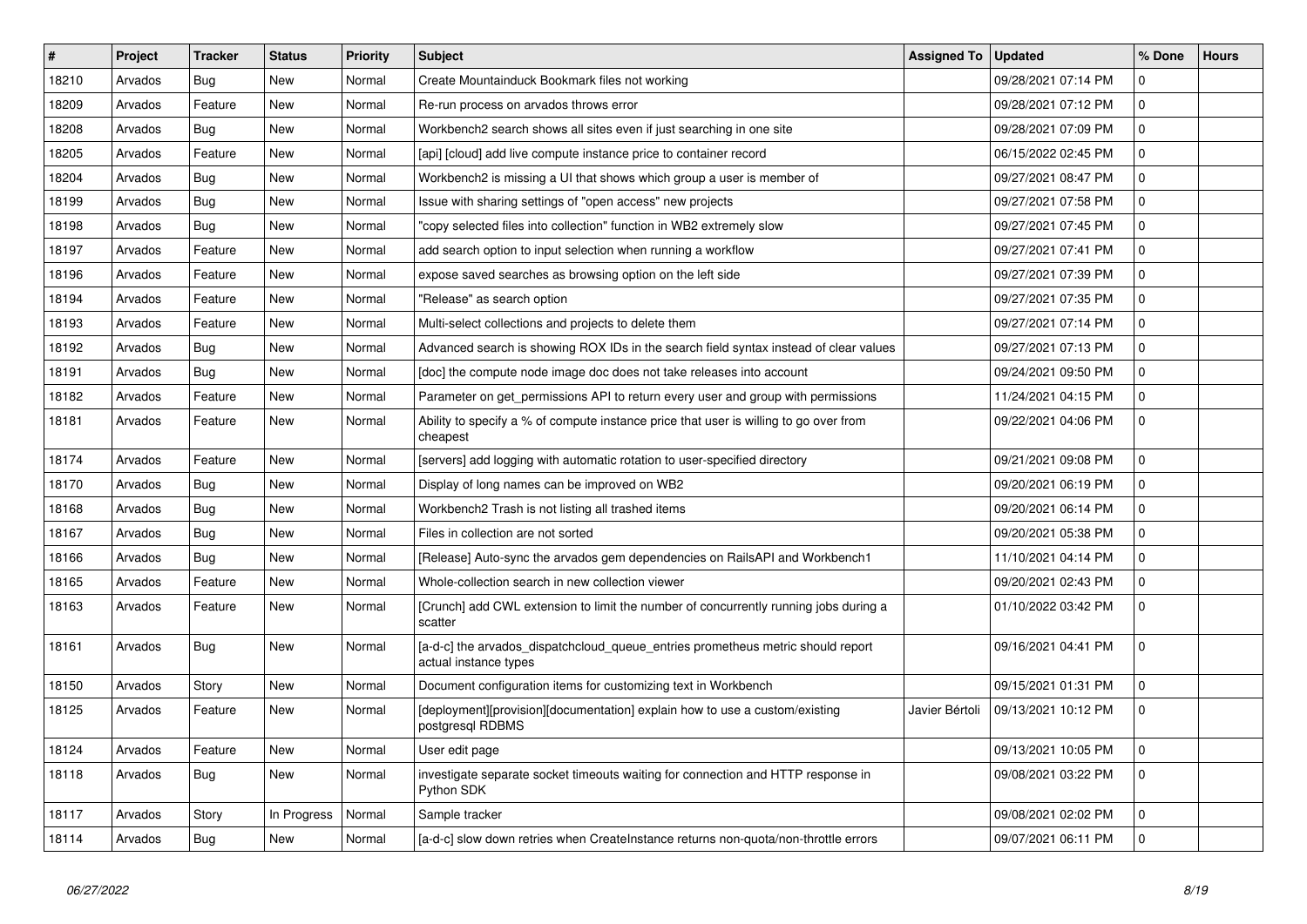| # | Project | Tracker | Status | Priority | Subject | Assigned To | Updated | % Done | Hours |
|---|---|---|---|---|---|---|---|---|---|
| 18210 | Arvados | Bug | New | Normal | Create Mountainduck Bookmark files not working | | 09/28/2021 07:14 PM | 0 | |
| 18209 | Arvados | Feature | New | Normal | Re-run process on arvados throws error | | 09/28/2021 07:12 PM | 0 | |
| 18208 | Arvados | Bug | New | Normal | Workbench2 search shows all sites even if just searching in one site | | 09/28/2021 07:09 PM | 0 | |
| 18205 | Arvados | Feature | New | Normal | [api] [cloud] add live compute instance price to container record | | 06/15/2022 02:45 PM | 0 | |
| 18204 | Arvados | Bug | New | Normal | Workbench2 is missing a UI that shows which group a user is member of | | 09/27/2021 08:47 PM | 0 | |
| 18199 | Arvados | Bug | New | Normal | Issue with sharing settings of "open access" new projects | | 09/27/2021 07:58 PM | 0 | |
| 18198 | Arvados | Bug | New | Normal | "copy selected files into collection" function in WB2 extremely slow | | 09/27/2021 07:45 PM | 0 | |
| 18197 | Arvados | Feature | New | Normal | add search option to input selection when running a workflow | | 09/27/2021 07:41 PM | 0 | |
| 18196 | Arvados | Feature | New | Normal | expose saved searches as browsing option on the left side | | 09/27/2021 07:39 PM | 0 | |
| 18194 | Arvados | Feature | New | Normal | "Release" as search option | | 09/27/2021 07:35 PM | 0 | |
| 18193 | Arvados | Feature | New | Normal | Multi-select collections and projects to delete them | | 09/27/2021 07:14 PM | 0 | |
| 18192 | Arvados | Bug | New | Normal | Advanced search is showing ROX IDs in the search field syntax instead of clear values | | 09/27/2021 07:13 PM | 0 | |
| 18191 | Arvados | Bug | New | Normal | [doc] the compute node image doc does not take releases into account | | 09/24/2021 09:50 PM | 0 | |
| 18182 | Arvados | Feature | New | Normal | Parameter on get_permissions API to return every user and group with permissions | | 11/24/2021 04:15 PM | 0 | |
| 18181 | Arvados | Feature | New | Normal | Ability to specify a % of compute instance price that user is willing to go over from cheapest | | 09/22/2021 04:06 PM | 0 | |
| 18174 | Arvados | Feature | New | Normal | [servers] add logging with automatic rotation to user-specified directory | | 09/21/2021 09:08 PM | 0 | |
| 18170 | Arvados | Bug | New | Normal | Display of long names can be improved on WB2 | | 09/20/2021 06:19 PM | 0 | |
| 18168 | Arvados | Bug | New | Normal | Workbench2 Trash is not listing all trashed items | | 09/20/2021 06:14 PM | 0 | |
| 18167 | Arvados | Bug | New | Normal | Files in collection are not sorted | | 09/20/2021 05:38 PM | 0 | |
| 18166 | Arvados | Bug | New | Normal | [Release] Auto-sync the arvados gem dependencies on RailsAPI and Workbench1 | | 11/10/2021 04:14 PM | 0 | |
| 18165 | Arvados | Feature | New | Normal | Whole-collection search in new collection viewer | | 09/20/2021 02:43 PM | 0 | |
| 18163 | Arvados | Feature | New | Normal | [Crunch] add CWL extension to limit the number of concurrently running jobs during a scatter | | 01/10/2022 03:42 PM | 0 | |
| 18161 | Arvados | Bug | New | Normal | [a-d-c] the arvados_dispatchcloud_queue_entries prometheus metric should report actual instance types | | 09/16/2021 04:41 PM | 0 | |
| 18150 | Arvados | Story | New | Normal | Document configuration items for customizing text in Workbench | | 09/15/2021 01:31 PM | 0 | |
| 18125 | Arvados | Feature | New | Normal | [deployment][provision][documentation] explain how to use a custom/existing postgresql RDBMS | Javier Bértoli | 09/13/2021 10:12 PM | 0 | |
| 18124 | Arvados | Feature | New | Normal | User edit page | | 09/13/2021 10:05 PM | 0 | |
| 18118 | Arvados | Bug | New | Normal | investigate separate socket timeouts waiting for connection and HTTP response in Python SDK | | 09/08/2021 03:22 PM | 0 | |
| 18117 | Arvados | Story | In Progress | Normal | Sample tracker | | 09/08/2021 02:02 PM | 0 | |
| 18114 | Arvados | Bug | New | Normal | [a-d-c] slow down retries when CreateInstance returns non-quota/non-throttle errors | | 09/07/2021 06:11 PM | 0 | |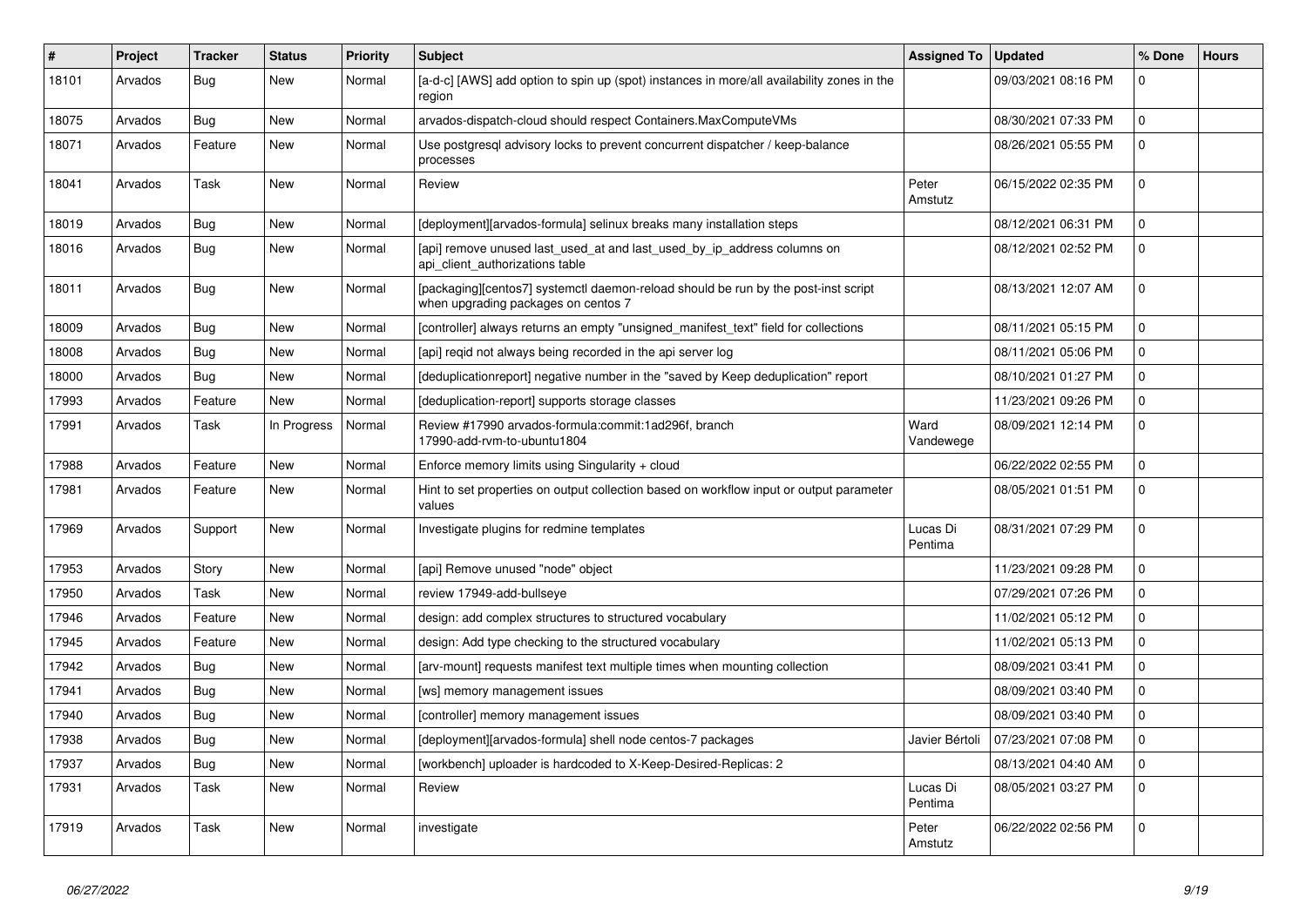| # | Project | Tracker | Status | Priority | Subject | Assigned To | Updated | % Done | Hours |
|---|---|---|---|---|---|---|---|---|---|
| 18101 | Arvados | Bug | New | Normal | [a-d-c] [AWS] add option to spin up (spot) instances in more/all availability zones in the region | | 09/03/2021 08:16 PM | 0 | |
| 18075 | Arvados | Bug | New | Normal | arvados-dispatch-cloud should respect Containers.MaxComputeVMs | | 08/30/2021 07:33 PM | 0 | |
| 18071 | Arvados | Feature | New | Normal | Use postgresql advisory locks to prevent concurrent dispatcher / keep-balance processes | | 08/26/2021 05:55 PM | 0 | |
| 18041 | Arvados | Task | New | Normal | Review | Peter Amstutz | 06/15/2022 02:35 PM | 0 | |
| 18019 | Arvados | Bug | New | Normal | [deployment][arvados-formula] selinux breaks many installation steps | | 08/12/2021 06:31 PM | 0 | |
| 18016 | Arvados | Bug | New | Normal | [api] remove unused last_used_at and last_used_by_ip_address columns on api_client_authorizations table | | 08/12/2021 02:52 PM | 0 | |
| 18011 | Arvados | Bug | New | Normal | [packaging][centos7] systemctl daemon-reload should be run by the post-inst script when upgrading packages on centos 7 | | 08/13/2021 12:07 AM | 0 | |
| 18009 | Arvados | Bug | New | Normal | [controller] always returns an empty "unsigned_manifest_text" field for collections | | 08/11/2021 05:15 PM | 0 | |
| 18008 | Arvados | Bug | New | Normal | [api] reqid not always being recorded in the api server log | | 08/11/2021 05:06 PM | 0 | |
| 18000 | Arvados | Bug | New | Normal | [deduplicationreport] negative number in the "saved by Keep deduplication" report | | 08/10/2021 01:27 PM | 0 | |
| 17993 | Arvados | Feature | New | Normal | [deduplication-report] supports storage classes | | 11/23/2021 09:26 PM | 0 | |
| 17991 | Arvados | Task | In Progress | Normal | Review #17990 arvados-formula:commit:1ad296f, branch 17990-add-rvm-to-ubuntu1804 | Ward Vandewege | 08/09/2021 12:14 PM | 0 | |
| 17988 | Arvados | Feature | New | Normal | Enforce memory limits using Singularity + cloud | | 06/22/2022 02:55 PM | 0 | |
| 17981 | Arvados | Feature | New | Normal | Hint to set properties on output collection based on workflow input or output parameter values | | 08/05/2021 01:51 PM | 0 | |
| 17969 | Arvados | Support | New | Normal | Investigate plugins for redmine templates | Lucas Di Pentima | 08/31/2021 07:29 PM | 0 | |
| 17953 | Arvados | Story | New | Normal | [api] Remove unused "node" object | | 11/23/2021 09:28 PM | 0 | |
| 17950 | Arvados | Task | New | Normal | review 17949-add-bullseye | | 07/29/2021 07:26 PM | 0 | |
| 17946 | Arvados | Feature | New | Normal | design: add complex structures to structured vocabulary | | 11/02/2021 05:12 PM | 0 | |
| 17945 | Arvados | Feature | New | Normal | design: Add type checking to the structured vocabulary | | 11/02/2021 05:13 PM | 0 | |
| 17942 | Arvados | Bug | New | Normal | [arv-mount] requests manifest text multiple times when mounting collection | | 08/09/2021 03:41 PM | 0 | |
| 17941 | Arvados | Bug | New | Normal | [ws] memory management issues | | 08/09/2021 03:40 PM | 0 | |
| 17940 | Arvados | Bug | New | Normal | [controller] memory management issues | | 08/09/2021 03:40 PM | 0 | |
| 17938 | Arvados | Bug | New | Normal | [deployment][arvados-formula] shell node centos-7 packages | Javier Bértoli | 07/23/2021 07:08 PM | 0 | |
| 17937 | Arvados | Bug | New | Normal | [workbench] uploader is hardcoded to X-Keep-Desired-Replicas: 2 | | 08/13/2021 04:40 AM | 0 | |
| 17931 | Arvados | Task | New | Normal | Review | Lucas Di Pentima | 08/05/2021 03:27 PM | 0 | |
| 17919 | Arvados | Task | New | Normal | investigate | Peter Amstutz | 06/22/2022 02:56 PM | 0 | |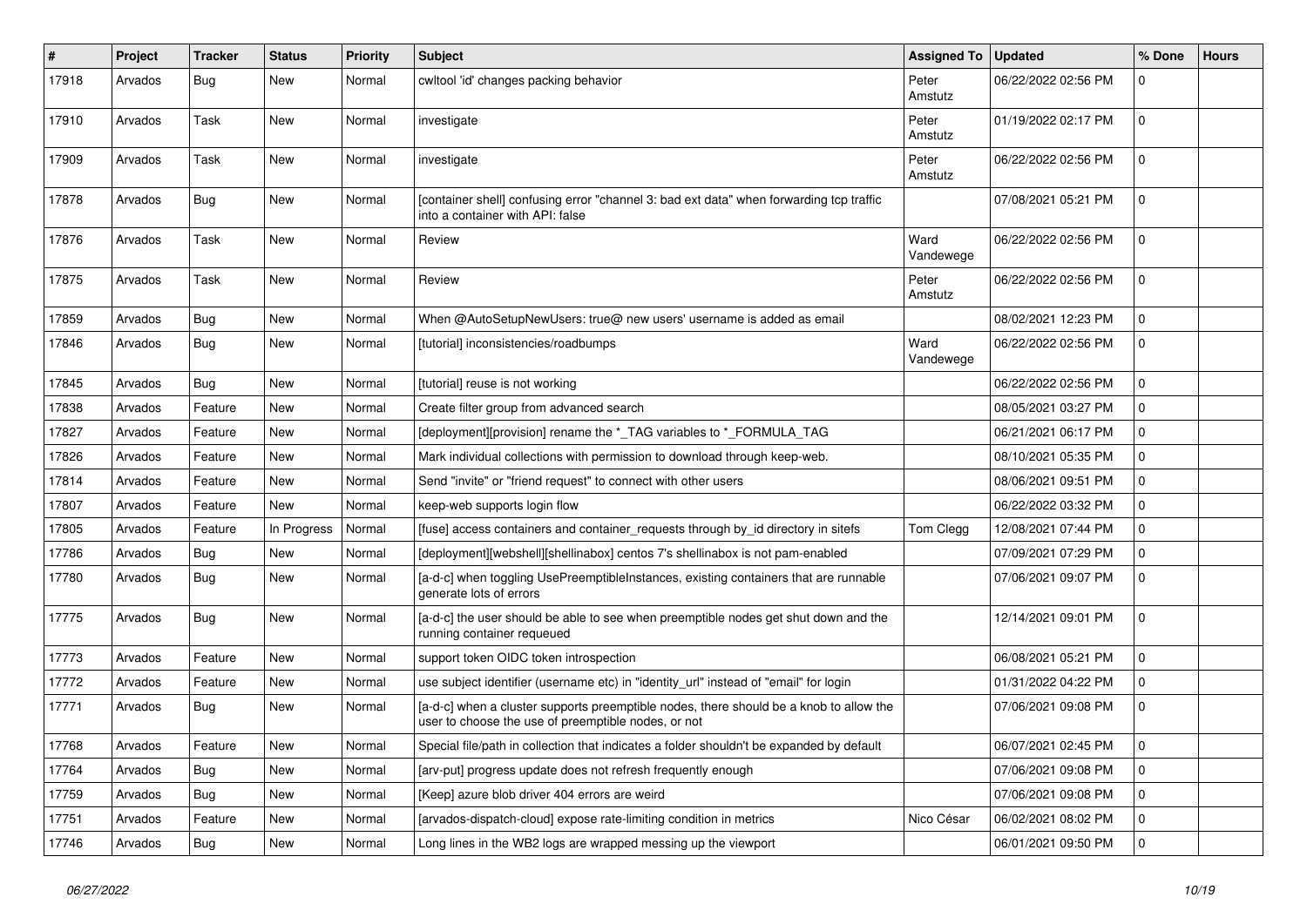| # | Project | Tracker | Status | Priority | Subject | Assigned To | Updated | % Done | Hours |
|---|---|---|---|---|---|---|---|---|---|
| 17918 | Arvados | Bug | New | Normal | cwltool 'id' changes packing behavior | Peter Amstutz | 06/22/2022 02:56 PM | 0 | |
| 17910 | Arvados | Task | New | Normal | investigate | Peter Amstutz | 01/19/2022 02:17 PM | 0 | |
| 17909 | Arvados | Task | New | Normal | investigate | Peter Amstutz | 06/22/2022 02:56 PM | 0 | |
| 17878 | Arvados | Bug | New | Normal | [container shell] confusing error "channel 3: bad ext data" when forwarding tcp traffic into a container with API: false | | 07/08/2021 05:21 PM | 0 | |
| 17876 | Arvados | Task | New | Normal | Review | Ward Vandewege | 06/22/2022 02:56 PM | 0 | |
| 17875 | Arvados | Task | New | Normal | Review | Peter Amstutz | 06/22/2022 02:56 PM | 0 | |
| 17859 | Arvados | Bug | New | Normal | When @AutoSetupNewUsers: true@ new users' username is added as email | | 08/02/2021 12:23 PM | 0 | |
| 17846 | Arvados | Bug | New | Normal | [tutorial] inconsistencies/roadbumps | Ward Vandewege | 06/22/2022 02:56 PM | 0 | |
| 17845 | Arvados | Bug | New | Normal | [tutorial] reuse is not working | | 06/22/2022 02:56 PM | 0 | |
| 17838 | Arvados | Feature | New | Normal | Create filter group from advanced search | | 08/05/2021 03:27 PM | 0 | |
| 17827 | Arvados | Feature | New | Normal | [deployment][provision] rename the *_TAG variables to *_FORMULA_TAG | | 06/21/2021 06:17 PM | 0 | |
| 17826 | Arvados | Feature | New | Normal | Mark individual collections with permission to download through keep-web. | | 08/10/2021 05:35 PM | 0 | |
| 17814 | Arvados | Feature | New | Normal | Send "invite" or "friend request" to connect with other users | | 08/06/2021 09:51 PM | 0 | |
| 17807 | Arvados | Feature | New | Normal | keep-web supports login flow | | 06/22/2022 03:32 PM | 0 | |
| 17805 | Arvados | Feature | In Progress | Normal | [fuse] access containers and container_requests through by_id directory in sitefs | Tom Clegg | 12/08/2021 07:44 PM | 0 | |
| 17786 | Arvados | Bug | New | Normal | [deployment][webshell][shellinabox] centos 7's shellinabox is not pam-enabled | | 07/09/2021 07:29 PM | 0 | |
| 17780 | Arvados | Bug | New | Normal | [a-d-c] when toggling UsePreemptibleInstances, existing containers that are runnable generate lots of errors | | 07/06/2021 09:07 PM | 0 | |
| 17775 | Arvados | Bug | New | Normal | [a-d-c] the user should be able to see when preemptible nodes get shut down and the running container requeued | | 12/14/2021 09:01 PM | 0 | |
| 17773 | Arvados | Feature | New | Normal | support token OIDC token introspection | | 06/08/2021 05:21 PM | 0 | |
| 17772 | Arvados | Feature | New | Normal | use subject identifier (username etc) in "identity_url" instead of "email" for login | | 01/31/2022 04:22 PM | 0 | |
| 17771 | Arvados | Bug | New | Normal | [a-d-c] when a cluster supports preemptible nodes, there should be a knob to allow the user to choose the use of preemptible nodes, or not | | 07/06/2021 09:08 PM | 0 | |
| 17768 | Arvados | Feature | New | Normal | Special file/path in collection that indicates a folder shouldn't be expanded by default | | 06/07/2021 02:45 PM | 0 | |
| 17764 | Arvados | Bug | New | Normal | [arv-put] progress update does not refresh frequently enough | | 07/06/2021 09:08 PM | 0 | |
| 17759 | Arvados | Bug | New | Normal | [Keep] azure blob driver 404 errors are weird | | 07/06/2021 09:08 PM | 0 | |
| 17751 | Arvados | Feature | New | Normal | [arvados-dispatch-cloud] expose rate-limiting condition in metrics | Nico César | 06/02/2021 08:02 PM | 0 | |
| 17746 | Arvados | Bug | New | Normal | Long lines in the WB2 logs are wrapped messing up the viewport | | 06/01/2021 09:50 PM | 0 | |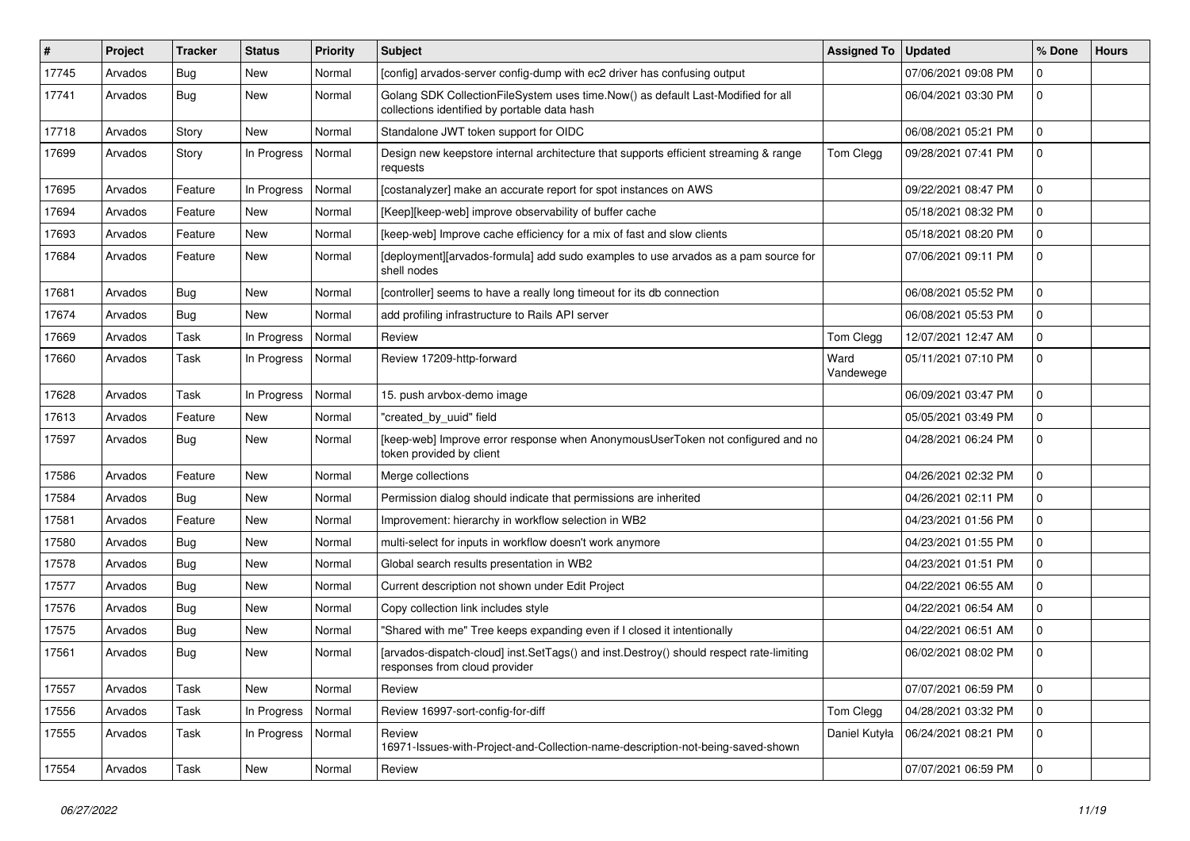| # | Project | Tracker | Status | Priority | Subject | Assigned To | Updated | % Done | Hours |
|---|---|---|---|---|---|---|---|---|---|
| 17745 | Arvados | Bug | New | Normal | [config] arvados-server config-dump with ec2 driver has confusing output | | 07/06/2021 09:08 PM | 0 | |
| 17741 | Arvados | Bug | New | Normal | Golang SDK CollectionFileSystem uses time.Now() as default Last-Modified for all collections identified by portable data hash | | 06/04/2021 03:30 PM | 0 | |
| 17718 | Arvados | Story | New | Normal | Standalone JWT token support for OIDC | | 06/08/2021 05:21 PM | 0 | |
| 17699 | Arvados | Story | In Progress | Normal | Design new keepstore internal architecture that supports efficient streaming & range requests | Tom Clegg | 09/28/2021 07:41 PM | 0 | |
| 17695 | Arvados | Feature | In Progress | Normal | [costanalyzer] make an accurate report for spot instances on AWS | | 09/22/2021 08:47 PM | 0 | |
| 17694 | Arvados | Feature | New | Normal | [Keep][keep-web] improve observability of buffer cache | | 05/18/2021 08:32 PM | 0 | |
| 17693 | Arvados | Feature | New | Normal | [keep-web] Improve cache efficiency for a mix of fast and slow clients | | 05/18/2021 08:20 PM | 0 | |
| 17684 | Arvados | Feature | New | Normal | [deployment][arvados-formula] add sudo examples to use arvados as a pam source for shell nodes | | 07/06/2021 09:11 PM | 0 | |
| 17681 | Arvados | Bug | New | Normal | [controller] seems to have a really long timeout for its db connection | | 06/08/2021 05:52 PM | 0 | |
| 17674 | Arvados | Bug | New | Normal | add profiling infrastructure to Rails API server | | 06/08/2021 05:53 PM | 0 | |
| 17669 | Arvados | Task | In Progress | Normal | Review | Tom Clegg | 12/07/2021 12:47 AM | 0 | |
| 17660 | Arvados | Task | In Progress | Normal | Review 17209-http-forward | Ward Vandewege | 05/11/2021 07:10 PM | 0 | |
| 17628 | Arvados | Task | In Progress | Normal | 15. push arvbox-demo image | | 06/09/2021 03:47 PM | 0 | |
| 17613 | Arvados | Feature | New | Normal | "created_by_uuid" field | | 05/05/2021 03:49 PM | 0 | |
| 17597 | Arvados | Bug | New | Normal | [keep-web] Improve error response when AnonymousUserToken not configured and no token provided by client | | 04/28/2021 06:24 PM | 0 | |
| 17586 | Arvados | Feature | New | Normal | Merge collections | | 04/26/2021 02:32 PM | 0 | |
| 17584 | Arvados | Bug | New | Normal | Permission dialog should indicate that permissions are inherited | | 04/26/2021 02:11 PM | 0 | |
| 17581 | Arvados | Feature | New | Normal | Improvement: hierarchy in workflow selection in WB2 | | 04/23/2021 01:56 PM | 0 | |
| 17580 | Arvados | Bug | New | Normal | multi-select for inputs in workflow doesn't work anymore | | 04/23/2021 01:55 PM | 0 | |
| 17578 | Arvados | Bug | New | Normal | Global search results presentation in WB2 | | 04/23/2021 01:51 PM | 0 | |
| 17577 | Arvados | Bug | New | Normal | Current description not shown under Edit Project | | 04/22/2021 06:55 AM | 0 | |
| 17576 | Arvados | Bug | New | Normal | Copy collection link includes style | | 04/22/2021 06:54 AM | 0 | |
| 17575 | Arvados | Bug | New | Normal | "Shared with me" Tree keeps expanding even if I closed it intentionally | | 04/22/2021 06:51 AM | 0 | |
| 17561 | Arvados | Bug | New | Normal | [arvados-dispatch-cloud] inst.SetTags() and inst.Destroy() should respect rate-limiting responses from cloud provider | | 06/02/2021 08:02 PM | 0 | |
| 17557 | Arvados | Task | New | Normal | Review | | 07/07/2021 06:59 PM | 0 | |
| 17556 | Arvados | Task | In Progress | Normal | Review 16997-sort-config-for-diff | Tom Clegg | 04/28/2021 03:32 PM | 0 | |
| 17555 | Arvados | Task | In Progress | Normal | Review 16971-Issues-with-Project-and-Collection-name-description-not-being-saved-shown | Daniel Kutyła | 06/24/2021 08:21 PM | 0 | |
| 17554 | Arvados | Task | New | Normal | Review | | 07/07/2021 06:59 PM | 0 | |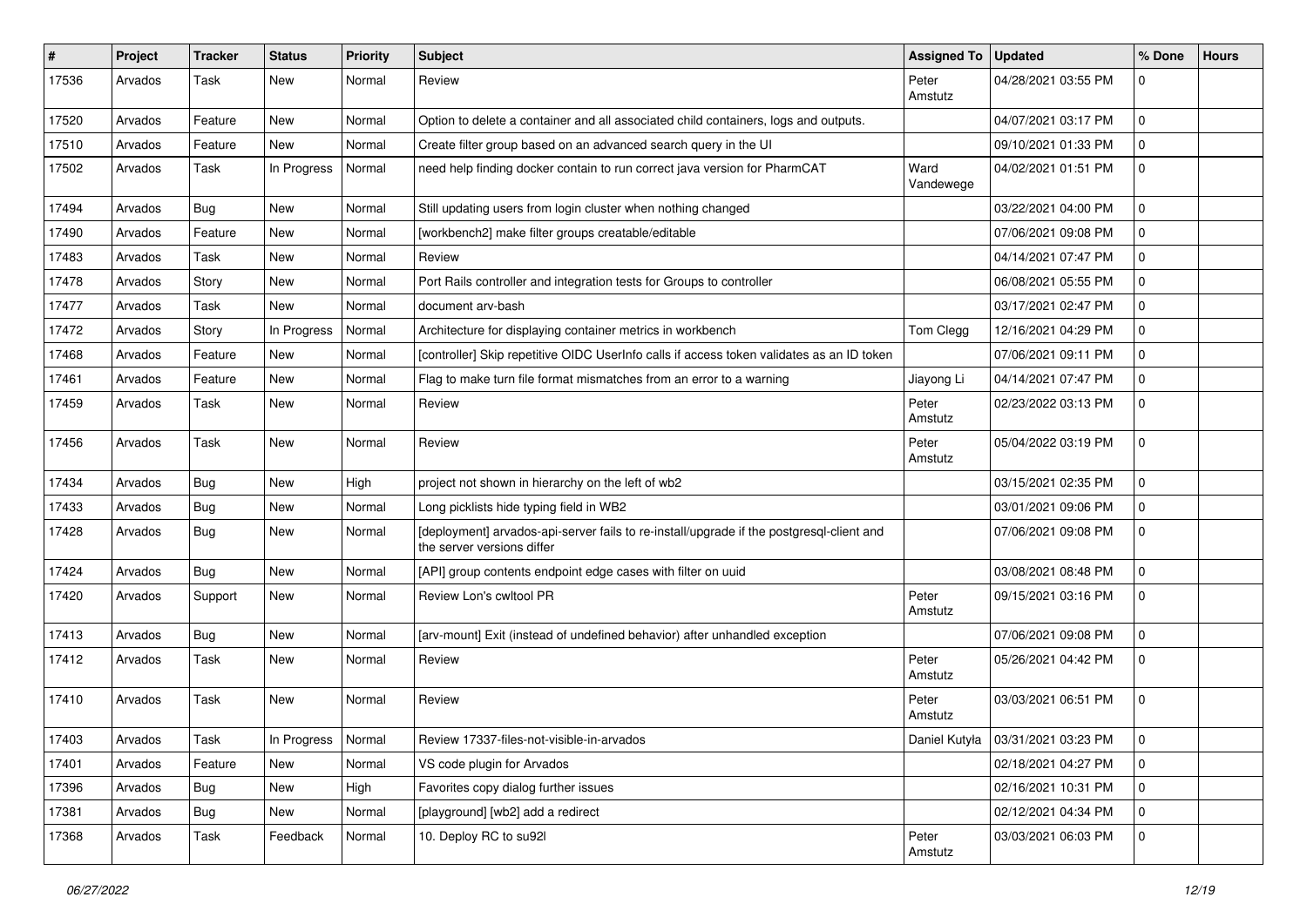| # | Project | Tracker | Status | Priority | Subject | Assigned To | Updated | % Done | Hours |
|---|---|---|---|---|---|---|---|---|---|
| 17536 | Arvados | Task | New | Normal | Review | Peter Amstutz | 04/28/2021 03:55 PM | 0 | |
| 17520 | Arvados | Feature | New | Normal | Option to delete a container and all associated child containers, logs and outputs. | | 04/07/2021 03:17 PM | 0 | |
| 17510 | Arvados | Feature | New | Normal | Create filter group based on an advanced search query in the UI | | 09/10/2021 01:33 PM | 0 | |
| 17502 | Arvados | Task | In Progress | Normal | need help finding docker contain to run correct java version for PharmCAT | Ward Vandewege | 04/02/2021 01:51 PM | 0 | |
| 17494 | Arvados | Bug | New | Normal | Still updating users from login cluster when nothing changed | | 03/22/2021 04:00 PM | 0 | |
| 17490 | Arvados | Feature | New | Normal | [workbench2] make filter groups creatable/editable | | 07/06/2021 09:08 PM | 0 | |
| 17483 | Arvados | Task | New | Normal | Review | | 04/14/2021 07:47 PM | 0 | |
| 17478 | Arvados | Story | New | Normal | Port Rails controller and integration tests for Groups to controller | | 06/08/2021 05:55 PM | 0 | |
| 17477 | Arvados | Task | New | Normal | document arv-bash | | 03/17/2021 02:47 PM | 0 | |
| 17472 | Arvados | Story | In Progress | Normal | Architecture for displaying container metrics in workbench | Tom Clegg | 12/16/2021 04:29 PM | 0 | |
| 17468 | Arvados | Feature | New | Normal | [controller] Skip repetitive OIDC UserInfo calls if access token validates as an ID token | | 07/06/2021 09:11 PM | 0 | |
| 17461 | Arvados | Feature | New | Normal | Flag to make turn file format mismatches from an error to a warning | Jiayong Li | 04/14/2021 07:47 PM | 0 | |
| 17459 | Arvados | Task | New | Normal | Review | Peter Amstutz | 02/23/2022 03:13 PM | 0 | |
| 17456 | Arvados | Task | New | Normal | Review | Peter Amstutz | 05/04/2022 03:19 PM | 0 | |
| 17434 | Arvados | Bug | New | High | project not shown in hierarchy on the left of wb2 | | 03/15/2021 02:35 PM | 0 | |
| 17433 | Arvados | Bug | New | Normal | Long picklists hide typing field in WB2 | | 03/01/2021 09:06 PM | 0 | |
| 17428 | Arvados | Bug | New | Normal | [deployment] arvados-api-server fails to re-install/upgrade if the postgresql-client and the server versions differ | | 07/06/2021 09:08 PM | 0 | |
| 17424 | Arvados | Bug | New | Normal | [API] group contents endpoint edge cases with filter on uuid | | 03/08/2021 08:48 PM | 0 | |
| 17420 | Arvados | Support | New | Normal | Review Lon's cwltool PR | Peter Amstutz | 09/15/2021 03:16 PM | 0 | |
| 17413 | Arvados | Bug | New | Normal | [arv-mount] Exit (instead of undefined behavior) after unhandled exception | | 07/06/2021 09:08 PM | 0 | |
| 17412 | Arvados | Task | New | Normal | Review | Peter Amstutz | 05/26/2021 04:42 PM | 0 | |
| 17410 | Arvados | Task | New | Normal | Review | Peter Amstutz | 03/03/2021 06:51 PM | 0 | |
| 17403 | Arvados | Task | In Progress | Normal | Review 17337-files-not-visible-in-arvados | Daniel Kutyła | 03/31/2021 03:23 PM | 0 | |
| 17401 | Arvados | Feature | New | Normal | VS code plugin for Arvados | | 02/18/2021 04:27 PM | 0 | |
| 17396 | Arvados | Bug | New | High | Favorites copy dialog further issues | | 02/16/2021 10:31 PM | 0 | |
| 17381 | Arvados | Bug | New | Normal | [playground] [wb2] add a redirect | | 02/12/2021 04:34 PM | 0 | |
| 17368 | Arvados | Task | Feedback | Normal | 10. Deploy RC to su92l | Peter Amstutz | 03/03/2021 06:03 PM | 0 | |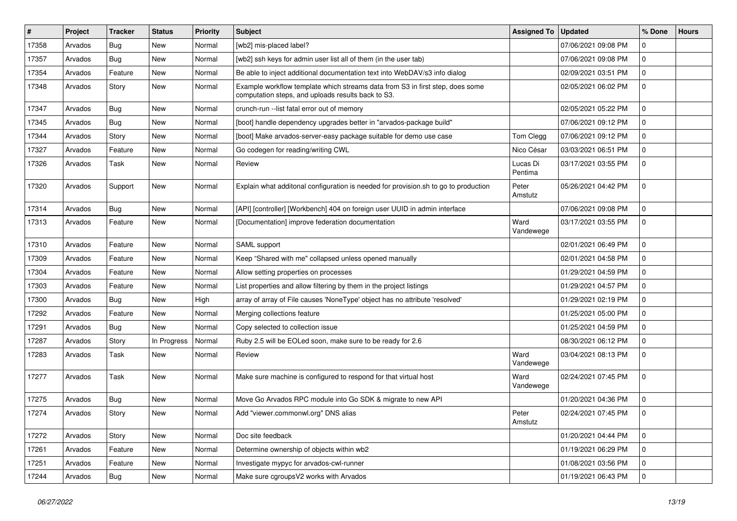| # | Project | Tracker | Status | Priority | Subject | Assigned To | Updated | % Done | Hours |
|---|---|---|---|---|---|---|---|---|---|
| 17358 | Arvados | Bug | New | Normal | [wb2] mis-placed label? | | 07/06/2021 09:08 PM | 0 | |
| 17357 | Arvados | Bug | New | Normal | [wb2] ssh keys for admin user list all of them (in the user tab) | | 07/06/2021 09:08 PM | 0 | |
| 17354 | Arvados | Feature | New | Normal | Be able to inject additional documentation text into WebDAV/s3 info dialog | | 02/09/2021 03:51 PM | 0 | |
| 17348 | Arvados | Story | New | Normal | Example workflow template which streams data from S3 in first step, does some computation steps, and uploads results back to S3. | | 02/05/2021 06:02 PM | 0 | |
| 17347 | Arvados | Bug | New | Normal | crunch-run --list fatal error out of memory | | 02/05/2021 05:22 PM | 0 | |
| 17345 | Arvados | Bug | New | Normal | [boot] handle dependency upgrades better in "arvados-package build" | | 07/06/2021 09:12 PM | 0 | |
| 17344 | Arvados | Story | New | Normal | [boot] Make arvados-server-easy package suitable for demo use case | Tom Clegg | 07/06/2021 09:12 PM | 0 | |
| 17327 | Arvados | Feature | New | Normal | Go codegen for reading/writing CWL | Nico César | 03/03/2021 06:51 PM | 0 | |
| 17326 | Arvados | Task | New | Normal | Review | Lucas Di Pentima | 03/17/2021 03:55 PM | 0 | |
| 17320 | Arvados | Support | New | Normal | Explain what additonal configuration is needed for provision.sh to go to production | Peter Amstutz | 05/26/2021 04:42 PM | 0 | |
| 17314 | Arvados | Bug | New | Normal | [API] [controller] [Workbench] 404 on foreign user UUID in admin interface | | 07/06/2021 09:08 PM | 0 | |
| 17313 | Arvados | Feature | New | Normal | [Documentation] improve federation documentation | Ward Vandewege | 03/17/2021 03:55 PM | 0 | |
| 17310 | Arvados | Feature | New | Normal | SAML support | | 02/01/2021 06:49 PM | 0 | |
| 17309 | Arvados | Feature | New | Normal | Keep "Shared with me" collapsed unless opened manually | | 02/01/2021 04:58 PM | 0 | |
| 17304 | Arvados | Feature | New | Normal | Allow setting properties on processes | | 01/29/2021 04:59 PM | 0 | |
| 17303 | Arvados | Feature | New | Normal | List properties and allow filtering by them in the project listings | | 01/29/2021 04:57 PM | 0 | |
| 17300 | Arvados | Bug | New | High | array of array of File causes 'NoneType' object has no attribute 'resolved' | | 01/29/2021 02:19 PM | 0 | |
| 17292 | Arvados | Feature | New | Normal | Merging collections feature | | 01/25/2021 05:00 PM | 0 | |
| 17291 | Arvados | Bug | New | Normal | Copy selected to collection issue | | 01/25/2021 04:59 PM | 0 | |
| 17287 | Arvados | Story | In Progress | Normal | Ruby 2.5 will be EOLed soon, make sure to be ready for 2.6 | | 08/30/2021 06:12 PM | 0 | |
| 17283 | Arvados | Task | New | Normal | Review | Ward Vandewege | 03/04/2021 08:13 PM | 0 | |
| 17277 | Arvados | Task | New | Normal | Make sure machine is configured to respond for that virtual host | Ward Vandewege | 02/24/2021 07:45 PM | 0 | |
| 17275 | Arvados | Bug | New | Normal | Move Go Arvados RPC module into Go SDK & migrate to new API | | 01/20/2021 04:36 PM | 0 | |
| 17274 | Arvados | Story | New | Normal | Add "viewer.commonwl.org" DNS alias | Peter Amstutz | 02/24/2021 07:45 PM | 0 | |
| 17272 | Arvados | Story | New | Normal | Doc site feedback | | 01/20/2021 04:44 PM | 0 | |
| 17261 | Arvados | Feature | New | Normal | Determine ownership of objects within wb2 | | 01/19/2021 06:29 PM | 0 | |
| 17251 | Arvados | Feature | New | Normal | Investigate mypyc for arvados-cwl-runner | | 01/08/2021 03:56 PM | 0 | |
| 17244 | Arvados | Bug | New | Normal | Make sure cgroupsV2 works with Arvados | | 01/19/2021 06:43 PM | 0 | |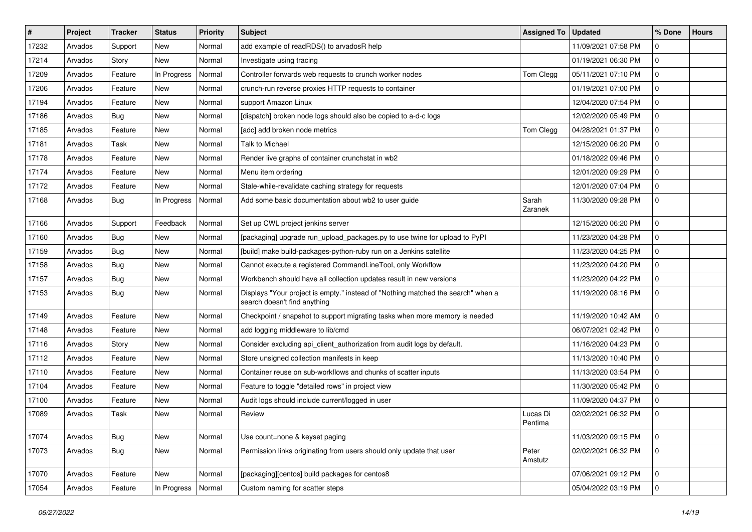| # | Project | Tracker | Status | Priority | Subject | Assigned To | Updated | % Done | Hours |
|---|---|---|---|---|---|---|---|---|---|
| 17232 | Arvados | Support | New | Normal | add example of readRDS() to arvadosR help | | 11/09/2021 07:58 PM | 0 | |
| 17214 | Arvados | Story | New | Normal | Investigate using tracing | | 01/19/2021 06:30 PM | 0 | |
| 17209 | Arvados | Feature | In Progress | Normal | Controller forwards web requests to crunch worker nodes | Tom Clegg | 05/11/2021 07:10 PM | 0 | |
| 17206 | Arvados | Feature | New | Normal | crunch-run reverse proxies HTTP requests to container | | 01/19/2021 07:00 PM | 0 | |
| 17194 | Arvados | Feature | New | Normal | support Amazon Linux | | 12/04/2020 07:54 PM | 0 | |
| 17186 | Arvados | Bug | New | Normal | [dispatch] broken node logs should also be copied to a-d-c logs | | 12/02/2020 05:49 PM | 0 | |
| 17185 | Arvados | Feature | New | Normal | [adc] add broken node metrics | Tom Clegg | 04/28/2021 01:37 PM | 0 | |
| 17181 | Arvados | Task | New | Normal | Talk to Michael | | 12/15/2020 06:20 PM | 0 | |
| 17178 | Arvados | Feature | New | Normal | Render live graphs of container crunchstat in wb2 | | 01/18/2022 09:46 PM | 0 | |
| 17174 | Arvados | Feature | New | Normal | Menu item ordering | | 12/01/2020 09:29 PM | 0 | |
| 17172 | Arvados | Feature | New | Normal | Stale-while-revalidate caching strategy for requests | | 12/01/2020 07:04 PM | 0 | |
| 17168 | Arvados | Bug | In Progress | Normal | Add some basic documentation about wb2 to user guide | Sarah Zaranek | 11/30/2020 09:28 PM | 0 | |
| 17166 | Arvados | Support | Feedback | Normal | Set up CWL project jenkins server | | 12/15/2020 06:20 PM | 0 | |
| 17160 | Arvados | Bug | New | Normal | [packaging] upgrade run_upload_packages.py to use twine for upload to PyPI | | 11/23/2020 04:28 PM | 0 | |
| 17159 | Arvados | Bug | New | Normal | [build] make build-packages-python-ruby run on a Jenkins satellite | | 11/23/2020 04:25 PM | 0 | |
| 17158 | Arvados | Bug | New | Normal | Cannot execute a registered CommandLineTool, only Workflow | | 11/23/2020 04:20 PM | 0 | |
| 17157 | Arvados | Bug | New | Normal | Workbench should have all collection updates result in new versions | | 11/23/2020 04:22 PM | 0 | |
| 17153 | Arvados | Bug | New | Normal | Displays "Your project is empty." instead of "Nothing matched the search" when a search doesn't find anything | | 11/19/2020 08:16 PM | 0 | |
| 17149 | Arvados | Feature | New | Normal | Checkpoint / snapshot to support migrating tasks when more memory is needed | | 11/19/2020 10:42 AM | 0 | |
| 17148 | Arvados | Feature | New | Normal | add logging middleware to lib/cmd | | 06/07/2021 02:42 PM | 0 | |
| 17116 | Arvados | Story | New | Normal | Consider excluding api_client_authorization from audit logs by default. | | 11/16/2020 04:23 PM | 0 | |
| 17112 | Arvados | Feature | New | Normal | Store unsigned collection manifests in keep | | 11/13/2020 10:40 PM | 0 | |
| 17110 | Arvados | Feature | New | Normal | Container reuse on sub-workflows and chunks of scatter inputs | | 11/13/2020 03:54 PM | 0 | |
| 17104 | Arvados | Feature | New | Normal | Feature to toggle "detailed rows" in project view | | 11/30/2020 05:42 PM | 0 | |
| 17100 | Arvados | Feature | New | Normal | Audit logs should include current/logged in user | | 11/09/2020 04:37 PM | 0 | |
| 17089 | Arvados | Task | New | Normal | Review | Lucas Di Pentima | 02/02/2021 06:32 PM | 0 | |
| 17074 | Arvados | Bug | New | Normal | Use count=none & keyset paging | | 11/03/2020 09:15 PM | 0 | |
| 17073 | Arvados | Bug | New | Normal | Permission links originating from users should only update that user | Peter Amstutz | 02/02/2021 06:32 PM | 0 | |
| 17070 | Arvados | Feature | New | Normal | [packaging][centos] build packages for centos8 | | 07/06/2021 09:12 PM | 0 | |
| 17054 | Arvados | Feature | In Progress | Normal | Custom naming for scatter steps | | 05/04/2022 03:19 PM | 0 | |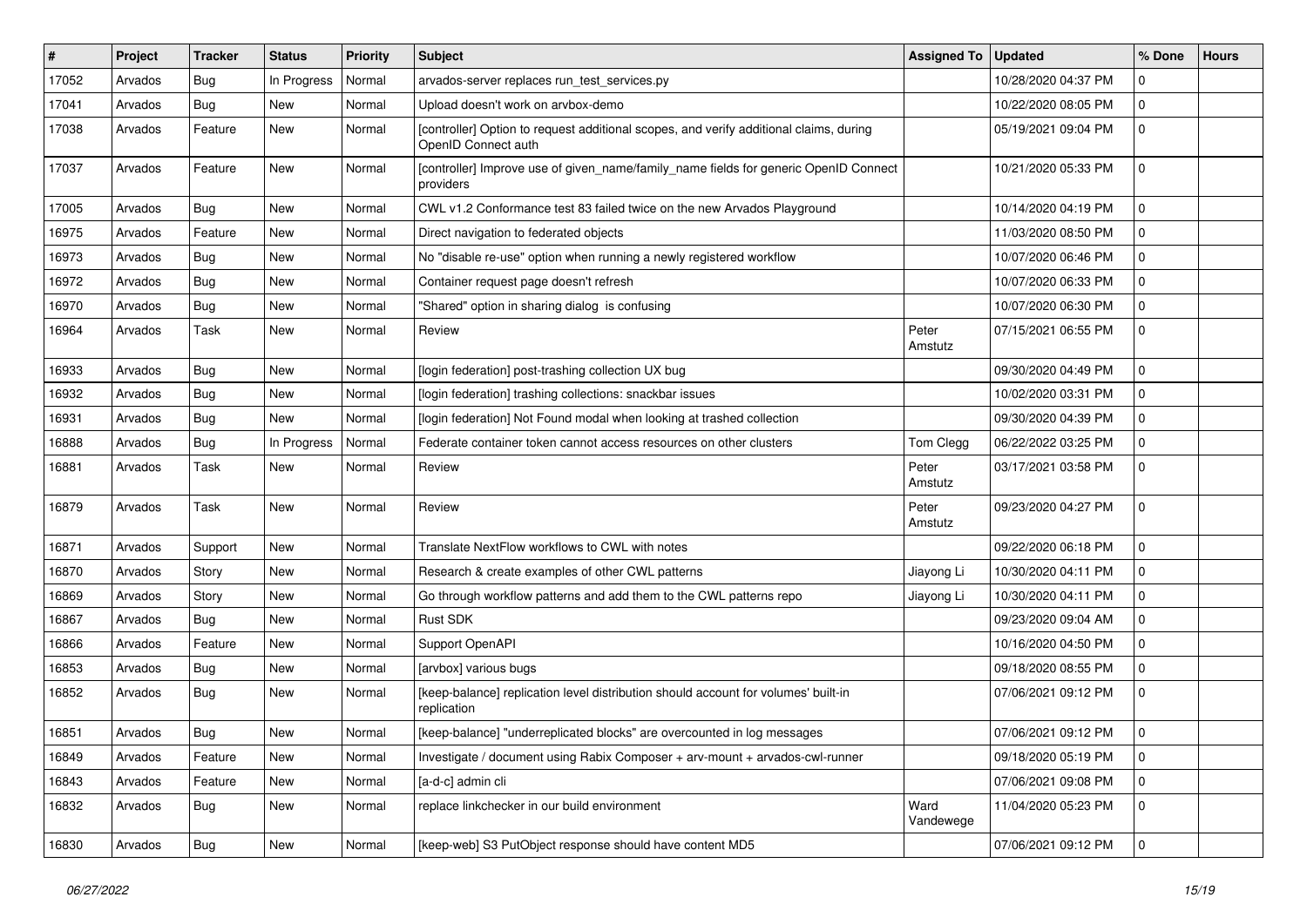| # | Project | Tracker | Status | Priority | Subject | Assigned To | Updated | % Done | Hours |
|---|---|---|---|---|---|---|---|---|---|
| 17052 | Arvados | Bug | In Progress | Normal | arvados-server replaces run_test_services.py | | 10/28/2020 04:37 PM | 0 | |
| 17041 | Arvados | Bug | New | Normal | Upload doesn't work on arvbox-demo | | 10/22/2020 08:05 PM | 0 | |
| 17038 | Arvados | Feature | New | Normal | [controller] Option to request additional scopes, and verify additional claims, during OpenID Connect auth | | 05/19/2021 09:04 PM | 0 | |
| 17037 | Arvados | Feature | New | Normal | [controller] Improve use of given_name/family_name fields for generic OpenID Connect providers | | 10/21/2020 05:33 PM | 0 | |
| 17005 | Arvados | Bug | New | Normal | CWL v1.2 Conformance test 83 failed twice on the new Arvados Playground | | 10/14/2020 04:19 PM | 0 | |
| 16975 | Arvados | Feature | New | Normal | Direct navigation to federated objects | | 11/03/2020 08:50 PM | 0 | |
| 16973 | Arvados | Bug | New | Normal | No "disable re-use" option when running a newly registered workflow | | 10/07/2020 06:46 PM | 0 | |
| 16972 | Arvados | Bug | New | Normal | Container request page doesn't refresh | | 10/07/2020 06:33 PM | 0 | |
| 16970 | Arvados | Bug | New | Normal | "Shared" option in sharing dialog is confusing | | 10/07/2020 06:30 PM | 0 | |
| 16964 | Arvados | Task | New | Normal | Review | Peter Amstutz | 07/15/2021 06:55 PM | 0 | |
| 16933 | Arvados | Bug | New | Normal | [login federation] post-trashing collection UX bug | | 09/30/2020 04:49 PM | 0 | |
| 16932 | Arvados | Bug | New | Normal | [login federation] trashing collections: snackbar issues | | 10/02/2020 03:31 PM | 0 | |
| 16931 | Arvados | Bug | New | Normal | [login federation] Not Found modal when looking at trashed collection | | 09/30/2020 04:39 PM | 0 | |
| 16888 | Arvados | Bug | In Progress | Normal | Federate container token cannot access resources on other clusters | Tom Clegg | 06/22/2022 03:25 PM | 0 | |
| 16881 | Arvados | Task | New | Normal | Review | Peter Amstutz | 03/17/2021 03:58 PM | 0 | |
| 16879 | Arvados | Task | New | Normal | Review | Peter Amstutz | 09/23/2020 04:27 PM | 0 | |
| 16871 | Arvados | Support | New | Normal | Translate NextFlow workflows to CWL with notes | | 09/22/2020 06:18 PM | 0 | |
| 16870 | Arvados | Story | New | Normal | Research & create examples of other CWL patterns | Jiayong Li | 10/30/2020 04:11 PM | 0 | |
| 16869 | Arvados | Story | New | Normal | Go through workflow patterns and add them to the CWL patterns repo | Jiayong Li | 10/30/2020 04:11 PM | 0 | |
| 16867 | Arvados | Bug | New | Normal | Rust SDK | | 09/23/2020 09:04 AM | 0 | |
| 16866 | Arvados | Feature | New | Normal | Support OpenAPI | | 10/16/2020 04:50 PM | 0 | |
| 16853 | Arvados | Bug | New | Normal | [arvbox] various bugs | | 09/18/2020 08:55 PM | 0 | |
| 16852 | Arvados | Bug | New | Normal | [keep-balance] replication level distribution should account for volumes' built-in replication | | 07/06/2021 09:12 PM | 0 | |
| 16851 | Arvados | Bug | New | Normal | [keep-balance] "underreplicated blocks" are overcounted in log messages | | 07/06/2021 09:12 PM | 0 | |
| 16849 | Arvados | Feature | New | Normal | Investigate / document using Rabix Composer + arv-mount + arvados-cwl-runner | | 09/18/2020 05:19 PM | 0 | |
| 16843 | Arvados | Feature | New | Normal | [a-d-c] admin cli | | 07/06/2021 09:08 PM | 0 | |
| 16832 | Arvados | Bug | New | Normal | replace linkchecker in our build environment | Ward Vandewege | 11/04/2020 05:23 PM | 0 | |
| 16830 | Arvados | Bug | New | Normal | [keep-web] S3 PutObject response should have content MD5 | | 07/06/2021 09:12 PM | 0 | |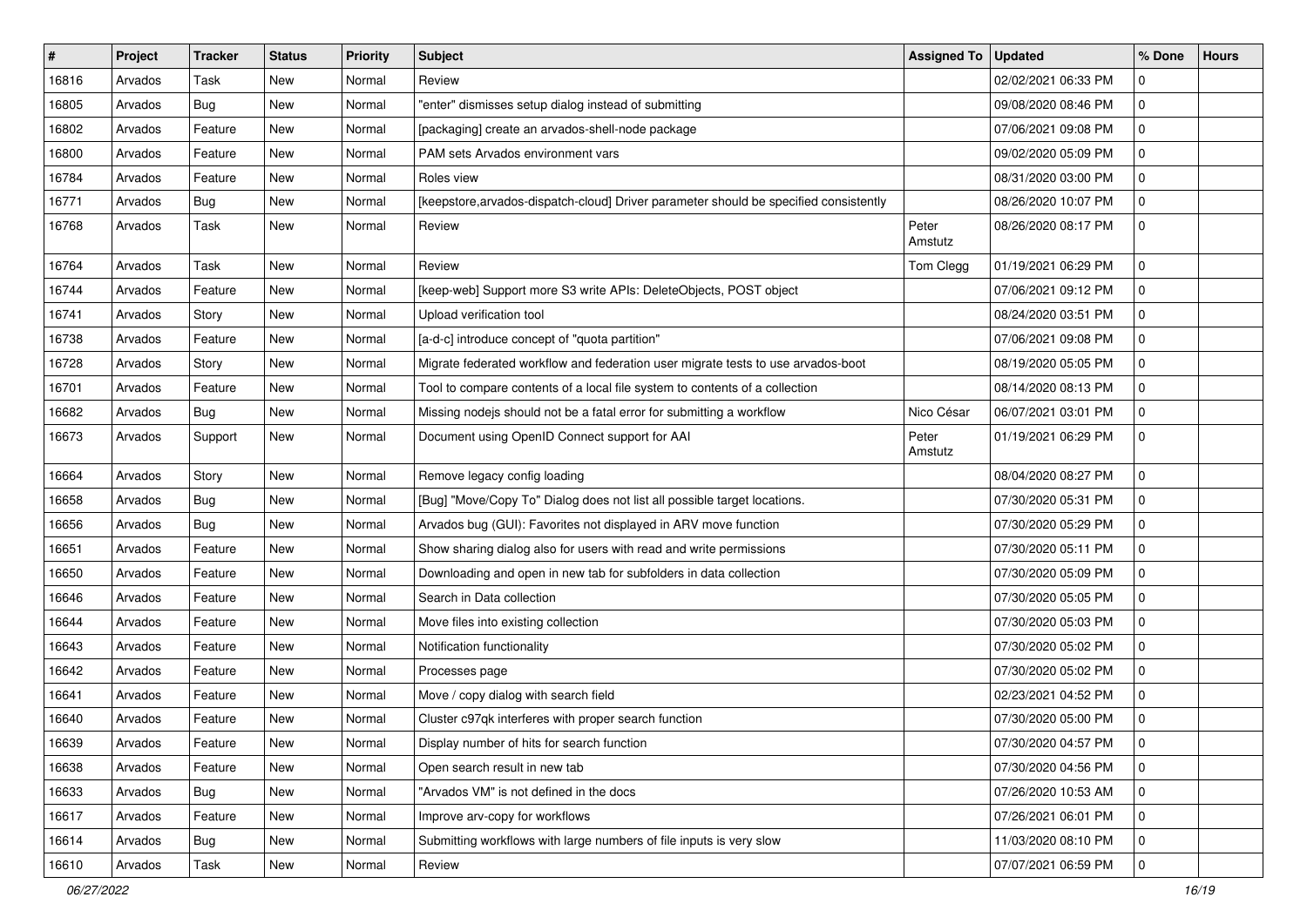| # | Project | Tracker | Status | Priority | Subject | Assigned To | Updated | % Done | Hours |
|---|---|---|---|---|---|---|---|---|---|
| 16816 | Arvados | Task | New | Normal | Review | | 02/02/2021 06:33 PM | 0 | |
| 16805 | Arvados | Bug | New | Normal | "enter" dismisses setup dialog instead of submitting | | 09/08/2020 08:46 PM | 0 | |
| 16802 | Arvados | Feature | New | Normal | [packaging] create an arvados-shell-node package | | 07/06/2021 09:08 PM | 0 | |
| 16800 | Arvados | Feature | New | Normal | PAM sets Arvados environment vars | | 09/02/2020 05:09 PM | 0 | |
| 16784 | Arvados | Feature | New | Normal | Roles view | | 08/31/2020 03:00 PM | 0 | |
| 16771 | Arvados | Bug | New | Normal | [keepstore,arvados-dispatch-cloud] Driver parameter should be specified consistently | | 08/26/2020 10:07 PM | 0 | |
| 16768 | Arvados | Task | New | Normal | Review | Peter Amstutz | 08/26/2020 08:17 PM | 0 | |
| 16764 | Arvados | Task | New | Normal | Review | Tom Clegg | 01/19/2021 06:29 PM | 0 | |
| 16744 | Arvados | Feature | New | Normal | [keep-web] Support more S3 write APIs: DeleteObjects, POST object | | 07/06/2021 09:12 PM | 0 | |
| 16741 | Arvados | Story | New | Normal | Upload verification tool | | 08/24/2020 03:51 PM | 0 | |
| 16738 | Arvados | Feature | New | Normal | [a-d-c] introduce concept of "quota partition" | | 07/06/2021 09:08 PM | 0 | |
| 16728 | Arvados | Story | New | Normal | Migrate federated workflow and federation user migrate tests to use arvados-boot | | 08/19/2020 05:05 PM | 0 | |
| 16701 | Arvados | Feature | New | Normal | Tool to compare contents of a local file system to contents of a collection | | 08/14/2020 08:13 PM | 0 | |
| 16682 | Arvados | Bug | New | Normal | Missing nodejs should not be a fatal error for submitting a workflow | Nico César | 06/07/2021 03:01 PM | 0 | |
| 16673 | Arvados | Support | New | Normal | Document using OpenID Connect support for AAI | Peter Amstutz | 01/19/2021 06:29 PM | 0 | |
| 16664 | Arvados | Story | New | Normal | Remove legacy config loading | | 08/04/2020 08:27 PM | 0 | |
| 16658 | Arvados | Bug | New | Normal | [Bug] "Move/Copy To" Dialog does not list all possible target locations. | | 07/30/2020 05:31 PM | 0 | |
| 16656 | Arvados | Bug | New | Normal | Arvados bug (GUI): Favorites not displayed in ARV move function | | 07/30/2020 05:29 PM | 0 | |
| 16651 | Arvados | Feature | New | Normal | Show sharing dialog also for users with read and write permissions | | 07/30/2020 05:11 PM | 0 | |
| 16650 | Arvados | Feature | New | Normal | Downloading and open in new tab for subfolders in data collection | | 07/30/2020 05:09 PM | 0 | |
| 16646 | Arvados | Feature | New | Normal | Search in Data collection | | 07/30/2020 05:05 PM | 0 | |
| 16644 | Arvados | Feature | New | Normal | Move files into existing collection | | 07/30/2020 05:03 PM | 0 | |
| 16643 | Arvados | Feature | New | Normal | Notification functionality | | 07/30/2020 05:02 PM | 0 | |
| 16642 | Arvados | Feature | New | Normal | Processes page | | 07/30/2020 05:02 PM | 0 | |
| 16641 | Arvados | Feature | New | Normal | Move / copy dialog with search field | | 02/23/2021 04:52 PM | 0 | |
| 16640 | Arvados | Feature | New | Normal | Cluster c97qk interferes with proper search function | | 07/30/2020 05:00 PM | 0 | |
| 16639 | Arvados | Feature | New | Normal | Display number of hits for search function | | 07/30/2020 04:57 PM | 0 | |
| 16638 | Arvados | Feature | New | Normal | Open search result in new tab | | 07/30/2020 04:56 PM | 0 | |
| 16633 | Arvados | Bug | New | Normal | "Arvados VM" is not defined in the docs | | 07/26/2020 10:53 AM | 0 | |
| 16617 | Arvados | Feature | New | Normal | Improve arv-copy for workflows | | 07/26/2021 06:01 PM | 0 | |
| 16614 | Arvados | Bug | New | Normal | Submitting workflows with large numbers of file inputs is very slow | | 11/03/2020 08:10 PM | 0 | |
| 16610 | Arvados | Task | New | Normal | Review | | 07/07/2021 06:59 PM | 0 | |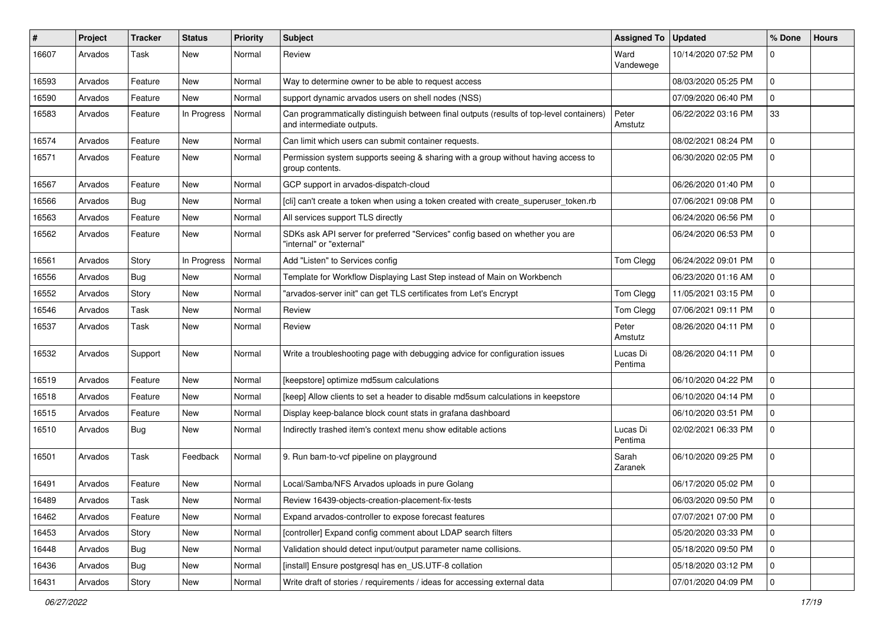| # | Project | Tracker | Status | Priority | Subject | Assigned To | Updated | % Done | Hours |
|---|---|---|---|---|---|---|---|---|---|
| 16607 | Arvados | Task | New | Normal | Review | Ward Vandewege | 10/14/2020 07:52 PM | 0 | |
| 16593 | Arvados | Feature | New | Normal | Way to determine owner to be able to request access | | 08/03/2020 05:25 PM | 0 | |
| 16590 | Arvados | Feature | New | Normal | support dynamic arvados users on shell nodes (NSS) | | 07/09/2020 06:40 PM | 0 | |
| 16583 | Arvados | Feature | In Progress | Normal | Can programmatically distinguish between final outputs (results of top-level containers) and intermediate outputs. | Peter Amstutz | 06/22/2022 03:16 PM | 33 | |
| 16574 | Arvados | Feature | New | Normal | Can limit which users can submit container requests. | | 08/02/2021 08:24 PM | 0 | |
| 16571 | Arvados | Feature | New | Normal | Permission system supports seeing & sharing with a group without having access to group contents. | | 06/30/2020 02:05 PM | 0 | |
| 16567 | Arvados | Feature | New | Normal | GCP support in arvados-dispatch-cloud | | 06/26/2020 01:40 PM | 0 | |
| 16566 | Arvados | Bug | New | Normal | [cli] can't create a token when using a token created with create_superuser_token.rb | | 07/06/2021 09:08 PM | 0 | |
| 16563 | Arvados | Feature | New | Normal | All services support TLS directly | | 06/24/2020 06:56 PM | 0 | |
| 16562 | Arvados | Feature | New | Normal | SDKs ask API server for preferred "Services" config based on whether you are "internal" or "external" | | 06/24/2020 06:53 PM | 0 | |
| 16561 | Arvados | Story | In Progress | Normal | Add "Listen" to Services config | Tom Clegg | 06/24/2022 09:01 PM | 0 | |
| 16556 | Arvados | Bug | New | Normal | Template for Workflow Displaying Last Step instead of Main on Workbench | | 06/23/2020 01:16 AM | 0 | |
| 16552 | Arvados | Story | New | Normal | "arvados-server init" can get TLS certificates from Let's Encrypt | Tom Clegg | 11/05/2021 03:15 PM | 0 | |
| 16546 | Arvados | Task | New | Normal | Review | Tom Clegg | 07/06/2021 09:11 PM | 0 | |
| 16537 | Arvados | Task | New | Normal | Review | Peter Amstutz | 08/26/2020 04:11 PM | 0 | |
| 16532 | Arvados | Support | New | Normal | Write a troubleshooting page with debugging advice for configuration issues | Lucas Di Pentima | 08/26/2020 04:11 PM | 0 | |
| 16519 | Arvados | Feature | New | Normal | [keepstore] optimize md5sum calculations | | 06/10/2020 04:22 PM | 0 | |
| 16518 | Arvados | Feature | New | Normal | [keep] Allow clients to set a header to disable md5sum calculations in keepstore | | 06/10/2020 04:14 PM | 0 | |
| 16515 | Arvados | Feature | New | Normal | Display keep-balance block count stats in grafana dashboard | | 06/10/2020 03:51 PM | 0 | |
| 16510 | Arvados | Bug | New | Normal | Indirectly trashed item's context menu show editable actions | Lucas Di Pentima | 02/02/2021 06:33 PM | 0 | |
| 16501 | Arvados | Task | Feedback | Normal | 9. Run bam-to-vcf pipeline on playground | Sarah Zaranek | 06/10/2020 09:25 PM | 0 | |
| 16491 | Arvados | Feature | New | Normal | Local/Samba/NFS Arvados uploads in pure Golang | | 06/17/2020 05:02 PM | 0 | |
| 16489 | Arvados | Task | New | Normal | Review 16439-objects-creation-placement-fix-tests | | 06/03/2020 09:50 PM | 0 | |
| 16462 | Arvados | Feature | New | Normal | Expand arvados-controller to expose forecast features | | 07/07/2021 07:00 PM | 0 | |
| 16453 | Arvados | Story | New | Normal | [controller] Expand config comment about LDAP search filters | | 05/20/2020 03:33 PM | 0 | |
| 16448 | Arvados | Bug | New | Normal | Validation should detect input/output parameter name collisions. | | 05/18/2020 09:50 PM | 0 | |
| 16436 | Arvados | Bug | New | Normal | [install] Ensure postgresql has en_US.UTF-8 collation | | 05/18/2020 03:12 PM | 0 | |
| 16431 | Arvados | Story | New | Normal | Write draft of stories / requirements / ideas for accessing external data | | 07/01/2020 04:09 PM | 0 | |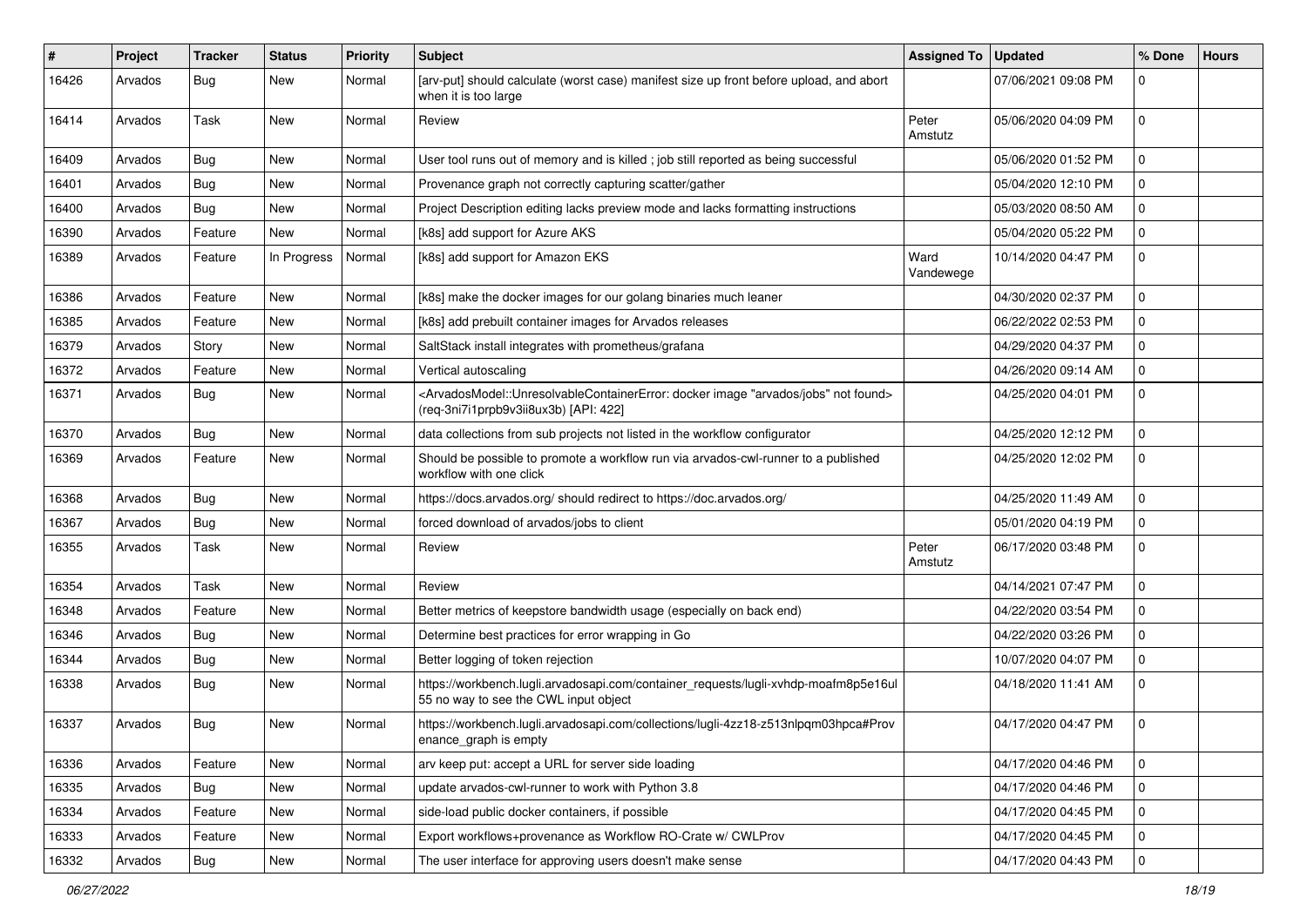| # | Project | Tracker | Status | Priority | Subject | Assigned To | Updated | % Done | Hours |
|---|---|---|---|---|---|---|---|---|---|
| 16426 | Arvados | Bug | New | Normal | [arv-put] should calculate (worst case) manifest size up front before upload, and abort when it is too large | | 07/06/2021 09:08 PM | 0 | |
| 16414 | Arvados | Task | New | Normal | Review | Peter Amstutz | 05/06/2020 04:09 PM | 0 | |
| 16409 | Arvados | Bug | New | Normal | User tool runs out of memory and is killed ; job still reported as being successful | | 05/06/2020 01:52 PM | 0 | |
| 16401 | Arvados | Bug | New | Normal | Provenance graph not correctly capturing scatter/gather | | 05/04/2020 12:10 PM | 0 | |
| 16400 | Arvados | Bug | New | Normal | Project Description editing lacks preview mode and lacks formatting instructions | | 05/03/2020 08:50 AM | 0 | |
| 16390 | Arvados | Feature | New | Normal | [k8s] add support for Azure AKS | | 05/04/2020 05:22 PM | 0 | |
| 16389 | Arvados | Feature | In Progress | Normal | [k8s] add support for Amazon EKS | Ward Vandewege | 10/14/2020 04:47 PM | 0 | |
| 16386 | Arvados | Feature | New | Normal | [k8s] make the docker images for our golang binaries much leaner | | 04/30/2020 02:37 PM | 0 | |
| 16385 | Arvados | Feature | New | Normal | [k8s] add prebuilt container images for Arvados releases | | 06/22/2022 02:53 PM | 0 | |
| 16379 | Arvados | Story | New | Normal | SaltStack install integrates with prometheus/grafana | | 04/29/2020 04:37 PM | 0 | |
| 16372 | Arvados | Feature | New | Normal | Vertical autoscaling | | 04/26/2020 09:14 AM | 0 | |
| 16371 | Arvados | Bug | New | Normal | <ArvadosModel::UnresolvableContainerError: docker image "arvados/jobs" not found> (req-3ni7i1prpb9v3ii8ux3b) [API: 422] | | 04/25/2020 04:01 PM | 0 | |
| 16370 | Arvados | Bug | New | Normal | data collections from sub projects not listed in the workflow configurator | | 04/25/2020 12:12 PM | 0 | |
| 16369 | Arvados | Feature | New | Normal | Should be possible to promote a workflow run via arvados-cwl-runner to a published workflow with one click | | 04/25/2020 12:02 PM | 0 | |
| 16368 | Arvados | Bug | New | Normal | https://docs.arvados.org/ should redirect to https://doc.arvados.org/ | | 04/25/2020 11:49 AM | 0 | |
| 16367 | Arvados | Bug | New | Normal | forced download of arvados/jobs to client | | 05/01/2020 04:19 PM | 0 | |
| 16355 | Arvados | Task | New | Normal | Review | Peter Amstutz | 06/17/2020 03:48 PM | 0 | |
| 16354 | Arvados | Task | New | Normal | Review | | 04/14/2021 07:47 PM | 0 | |
| 16348 | Arvados | Feature | New | Normal | Better metrics of keepstore bandwidth usage (especially on back end) | | 04/22/2020 03:54 PM | 0 | |
| 16346 | Arvados | Bug | New | Normal | Determine best practices for error wrapping in Go | | 04/22/2020 03:26 PM | 0 | |
| 16344 | Arvados | Bug | New | Normal | Better logging of token rejection | | 10/07/2020 04:07 PM | 0 | |
| 16338 | Arvados | Bug | New | Normal | https://workbench.lugli.arvadosapi.com/container_requests/lugli-xvhdp-moafm8p5e16ul55 no way to see the CWL input object | | 04/18/2020 11:41 AM | 0 | |
| 16337 | Arvados | Bug | New | Normal | https://workbench.lugli.arvadosapi.com/collections/lugli-4zz18-z513nlpqm03hpca#Provenance_graph is empty | | 04/17/2020 04:47 PM | 0 | |
| 16336 | Arvados | Feature | New | Normal | arv keep put: accept a URL for server side loading | | 04/17/2020 04:46 PM | 0 | |
| 16335 | Arvados | Bug | New | Normal | update arvados-cwl-runner to work with Python 3.8 | | 04/17/2020 04:46 PM | 0 | |
| 16334 | Arvados | Feature | New | Normal | side-load public docker containers, if possible | | 04/17/2020 04:45 PM | 0 | |
| 16333 | Arvados | Feature | New | Normal | Export workflows+provenance as Workflow RO-Crate w/ CWLProv | | 04/17/2020 04:45 PM | 0 | |
| 16332 | Arvados | Bug | New | Normal | The user interface for approving users doesn't make sense | | 04/17/2020 04:43 PM | 0 | |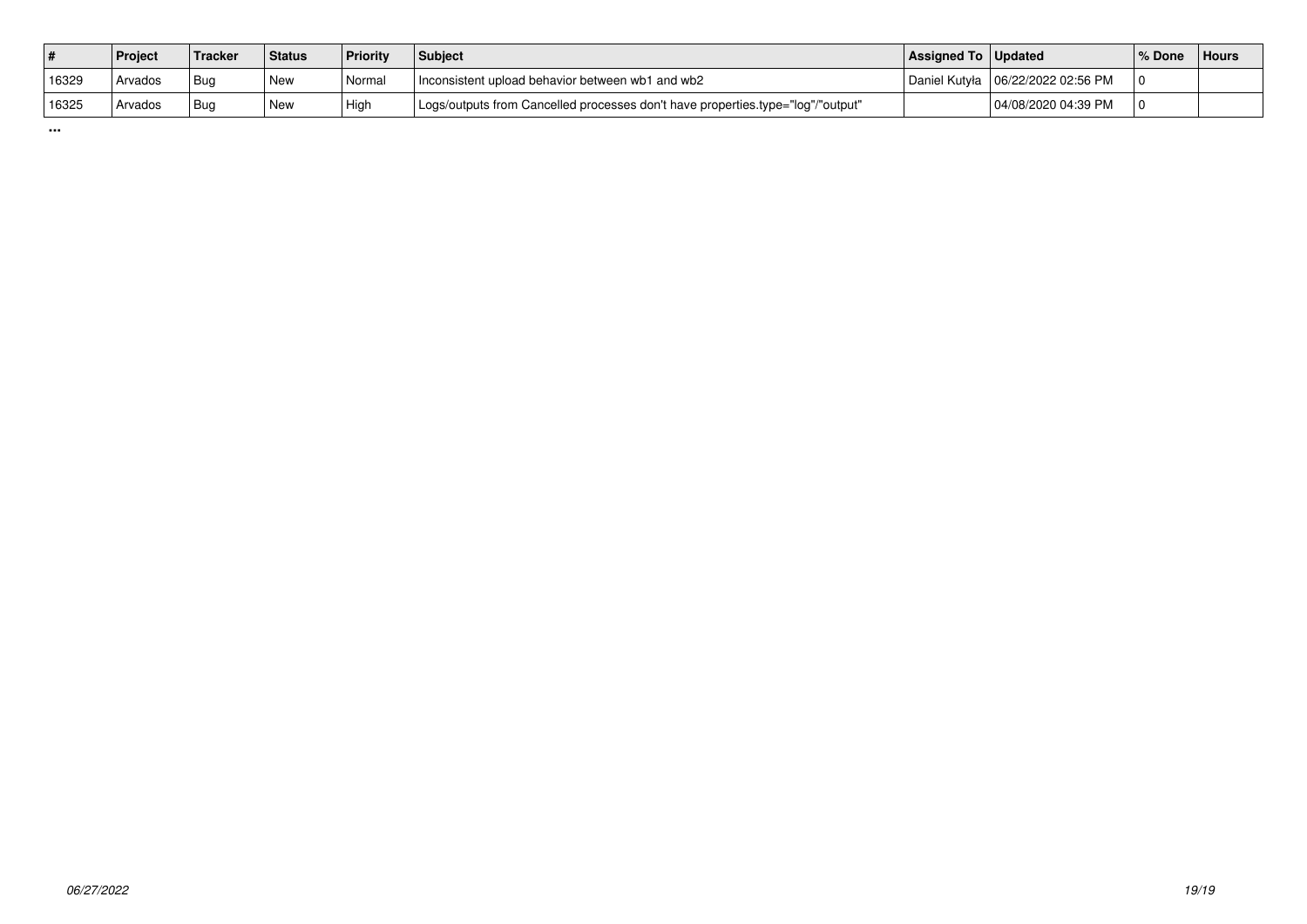| # | Project | Tracker | Status | Priority | Subject | Assigned To | Updated | % Done | Hours |
|---|---|---|---|---|---|---|---|---|---|
| 16329 | Arvados | Bug | New | Normal | Inconsistent upload behavior between wb1 and wb2 | Daniel Kutyła | 06/22/2022 02:56 PM | 0 | |
| 16325 | Arvados | Bug | New | High | Logs/outputs from Cancelled processes don't have properties.type="log"/"output" | | 04/08/2020 04:39 PM | 0 | |

...